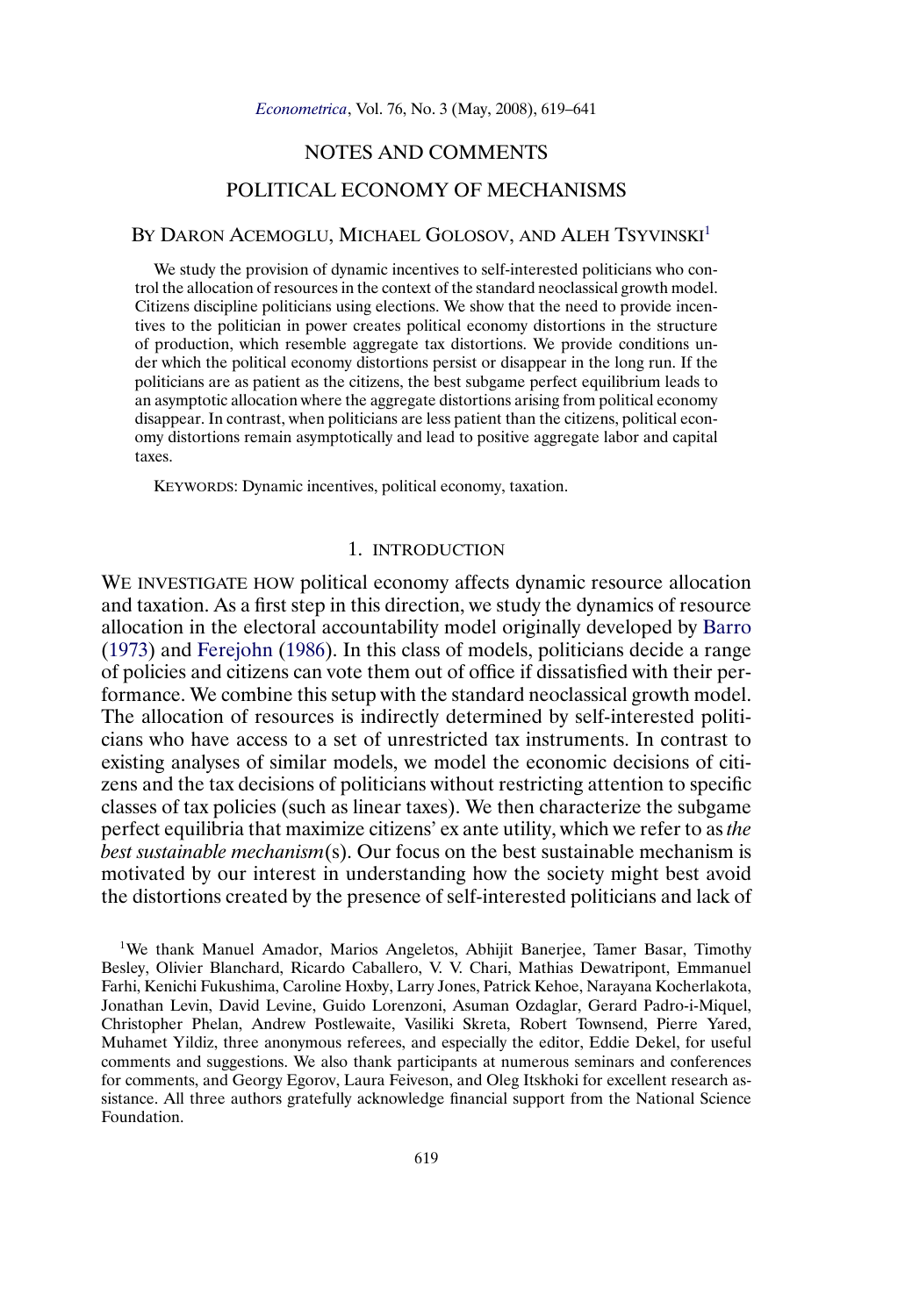# NOTES AND COMMENTS

# POLITICAL ECONOMY OF MECHANISMS

By Daron Acemoglu, Michael Golosov, and Aleh Tsyvinski[1]

We study the provision of dynamic incentives to self-interested politicians who control the allocation of resources in the context of the standard neoclassical growth model. Citizens discipline politicians using elections. We show that the need to provide incentives to the politician in power creates political economy distortions in the structure of production, which resemble aggregate tax distortions. We provide conditions under which the political economy distortions persist or disappear in the long run. If the politicians are as patient as the citizens, the best subgame perfect equilibrium leads to an asymptotic allocation where the aggregate distortions arising from political economy disappear. In contrast, when politicians are less patient than the citizens, political economy distortions remain asymptotically and lead to positive aggregate labor and capital taxes.

KEYWORDS: Dynamic incentives, political economy, taxation.

## 1. INTRODUCTION

WE INVESTIGATE HOW political economy affects dynamic resource allocation and taxation. As a first step in this direction, we study the dynamics of resource allocation in the electoral accountability model originally developed by Barro (1973) and Ferejohn (1986). In this class of models, politicians decide a range of policies and citizens can vote them out of office if dissatisfied with their performance. We combine this setup with the standard neoclassical growth model. The allocation of resources is indirectly determined by self-interested politicians who have access to a set of unrestricted tax instruments. In contrast to existing analyses of similar models, we model the economic decisions of citizens and the tax decisions of politicians without restricting attention to specific classes of tax policies (such as linear taxes). We then characterize the subgame perfect equilibria that maximize citizens' ex ante utility, which we refer to as *the best sustainable mechanism*(s). Our focus on the best sustainable mechanism is motivated by our interest in understanding how the society might best avoid the distortions created by the presence of self-interested politicians and lack of

[1]We thank Manuel Amador, Marios Angeletos, Abhijit Banerjee, Tamer Basar, Timothy Besley, Olivier Blanchard, Ricardo Caballero, V. V. Chari, Mathias Dewatripont, Emmanuel Farhi, Kenichi Fukushima, Caroline Hoxby, Larry Jones, Patrick Kehoe, Narayana Kocherlakota, Jonathan Levin, David Levine, Guido Lorenzoni, Asuman Ozdaglar, Gerard Padro-i-Miquel, Christopher Phelan, Andrew Postlewaite, Vasiliki Skreta, Robert Townsend, Pierre Yared, Muhamet Yildiz, three anonymous referees, and especially the editor, Eddie Dekel, for useful comments and suggestions. We also thank participants at numerous seminars and conferences for comments, and Georgy Egorov, Laura Feiveson, and Oleg Itskhoki for excellent research assistance. All three authors gratefully acknowledge financial support from the National Science Foundation.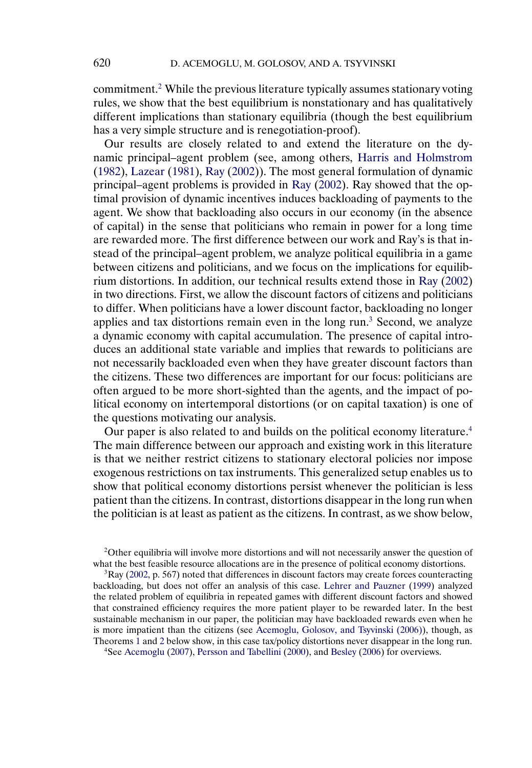commitment.[2] While the previous literature typically assumes stationary voting rules, we show that the best equilibrium is nonstationary and has qualitatively different implications than stationary equilibria (though the best equilibrium has a very simple structure and is renegotiation-proof).

Our results are closely related to and extend the literature on the dynamic principal–agent problem (see, among others, Harris and Holmstrom (1982), Lazear (1981), Ray (2002)). The most general formulation of dynamic principal–agent problems is provided in Ray (2002). Ray showed that the optimal provision of dynamic incentives induces backloading of payments to the agent. We show that backloading also occurs in our economy (in the absence of capital) in the sense that politicians who remain in power for a long time are rewarded more. The first difference between our work and Ray's is that instead of the principal–agent problem, we analyze political equilibria in a game between citizens and politicians, and we focus on the implications for equilibrium distortions. In addition, our technical results extend those in Ray (2002) in two directions. First, we allow the discount factors of citizens and politicians to differ. When politicians have a lower discount factor, backloading no longer applies and tax distortions remain even in the long run.[3] Second, we analyze a dynamic economy with capital accumulation. The presence of capital introduces an additional state variable and implies that rewards to politicians are not necessarily backloaded even when they have greater discount factors than the citizens. These two differences are important for our focus: politicians are often argued to be more short-sighted than the agents, and the impact of political economy on intertemporal distortions (or on capital taxation) is one of the questions motivating our analysis.

Our paper is also related to and builds on the political economy literature.[4] The main difference between our approach and existing work in this literature is that we neither restrict citizens to stationary electoral policies nor impose exogenous restrictions on tax instruments. This generalized setup enables us to show that political economy distortions persist whenever the politician is less patient than the citizens. In contrast, distortions disappear in the long run when the politician is at least as patient as the citizens. In contrast, as we show below,

[2]Other equilibria will involve more distortions and will not necessarily answer the question of what the best feasible resource allocations are in the presence of political economy distortions.

[3]Ray (2002, p. 567) noted that differences in discount factors may create forces counteracting backloading, but does not offer an analysis of this case. Lehrer and Pauzner (1999) analyzed the related problem of equilibria in repeated games with different discount factors and showed that constrained efficiency requires the more patient player to be rewarded later. In the best sustainable mechanism in our paper, the politician may have backloaded rewards even when he is more impatient than the citizens (see Acemoglu, Golosov, and Tsyvinski (2006)), though, as Theorems 1 and 2 below show, in this case tax/policy distortions never disappear in the long run.

[4]See Acemoglu (2007), Persson and Tabellini (2000), and Besley (2006) for overviews.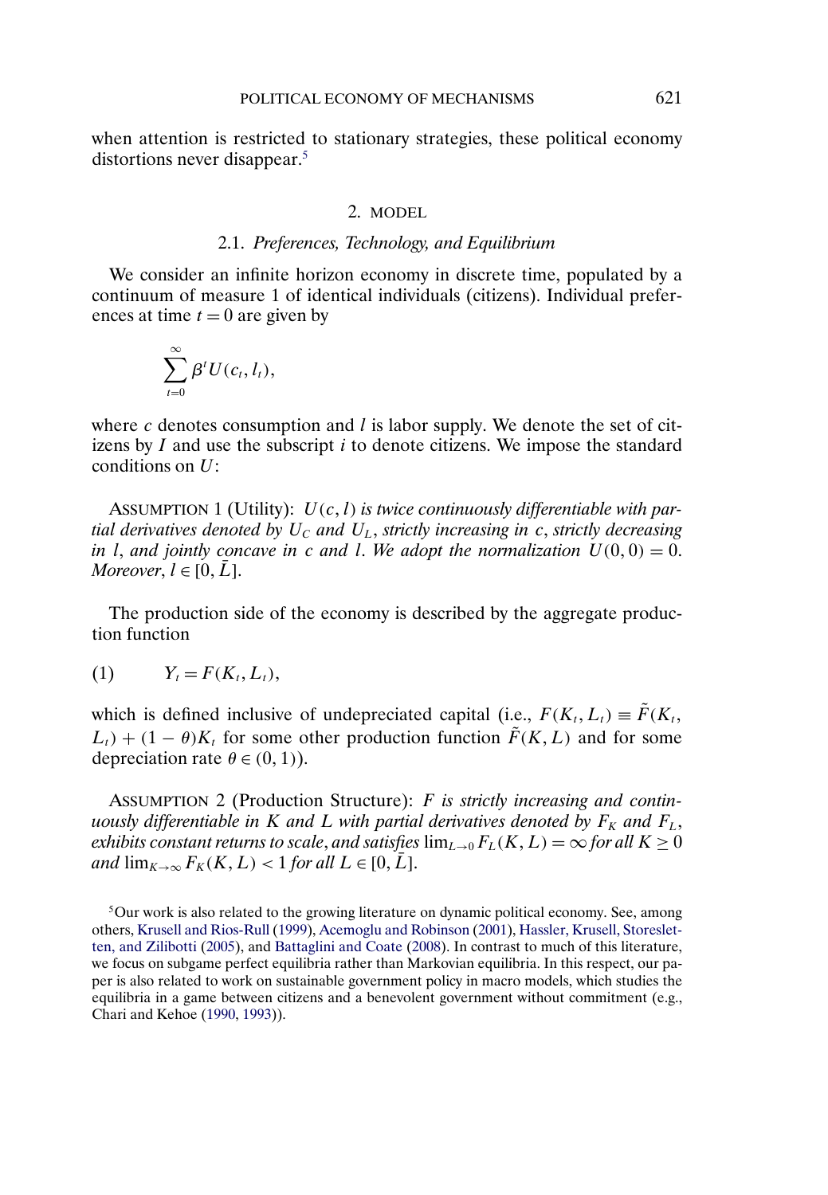when attention is restricted to stationary strategies, these political economy distortions never disappear.[5]

## 2. MODEL

### 2.1. *Preferences, Technology, and Equilibrium*

We consider an infinite horizon economy in discrete time, populated by a continuum of measure 1 of identical individuals (citizens). Individual preferences at time $t = 0$ are given by

$$\sum_{t=0}^{\infty} \beta^t U(c_t, l_t),$$

where $c$ denotes consumption and $l$ is labor supply. We denote the set of citizens by $I$ and use the subscript $i$ to denote citizens. We impose the standard conditions on $U$:

ASSUMPTION 1 (Utility): *$U(c, l)$ is twice continuously differentiable with partial derivatives denoted by $U_C$ and $U_L$, strictly increasing in $c$, strictly decreasing in $l$, and jointly concave in $c$ and $l$. We adopt the normalization $U(0, 0) = 0$. Moreover, $l \in [0, \bar{L}]$.*

The production side of the economy is described by the aggregate production function

$$Y_t = F(K_t, L_t), \tag{1}$$

which is defined inclusive of undepreciated capital (i.e., $F(K_t, L_t) \equiv \tilde{F}(K_t, L_t) + (1 - \theta)K_t$ for some other production function $\tilde{F}(K, L)$ and for some depreciation rate $\theta \in (0, 1)$).

ASSUMPTION 2 (Production Structure): *$F$ is strictly increasing and continuously differentiable in $K$ and $L$ with partial derivatives denoted by $F_K$ and $F_L$, exhibits constant returns to scale, and satisfies $\lim_{L \to 0} F_L(K, L) = \infty$ for all $K \geq 0$ and $\lim_{K \to \infty} F_K(K, L) < 1$ for all $L \in [0, \bar{L}]$.*

[5]Our work is also related to the growing literature on dynamic political economy. See, among others, Krusell and Rios-Rull (1999), Acemoglu and Robinson (2001), Hassler, Krusell, Storesletten, and Zilibotti (2005), and Battaglini and Coate (2008). In contrast to much of this literature, we focus on subgame perfect equilibria rather than Markovian equilibria. In this respect, our paper is also related to work on sustainable government policy in macro models, which studies the equilibria in a game between citizens and a benevolent government without commitment (e.g., Chari and Kehoe (1990, 1993)).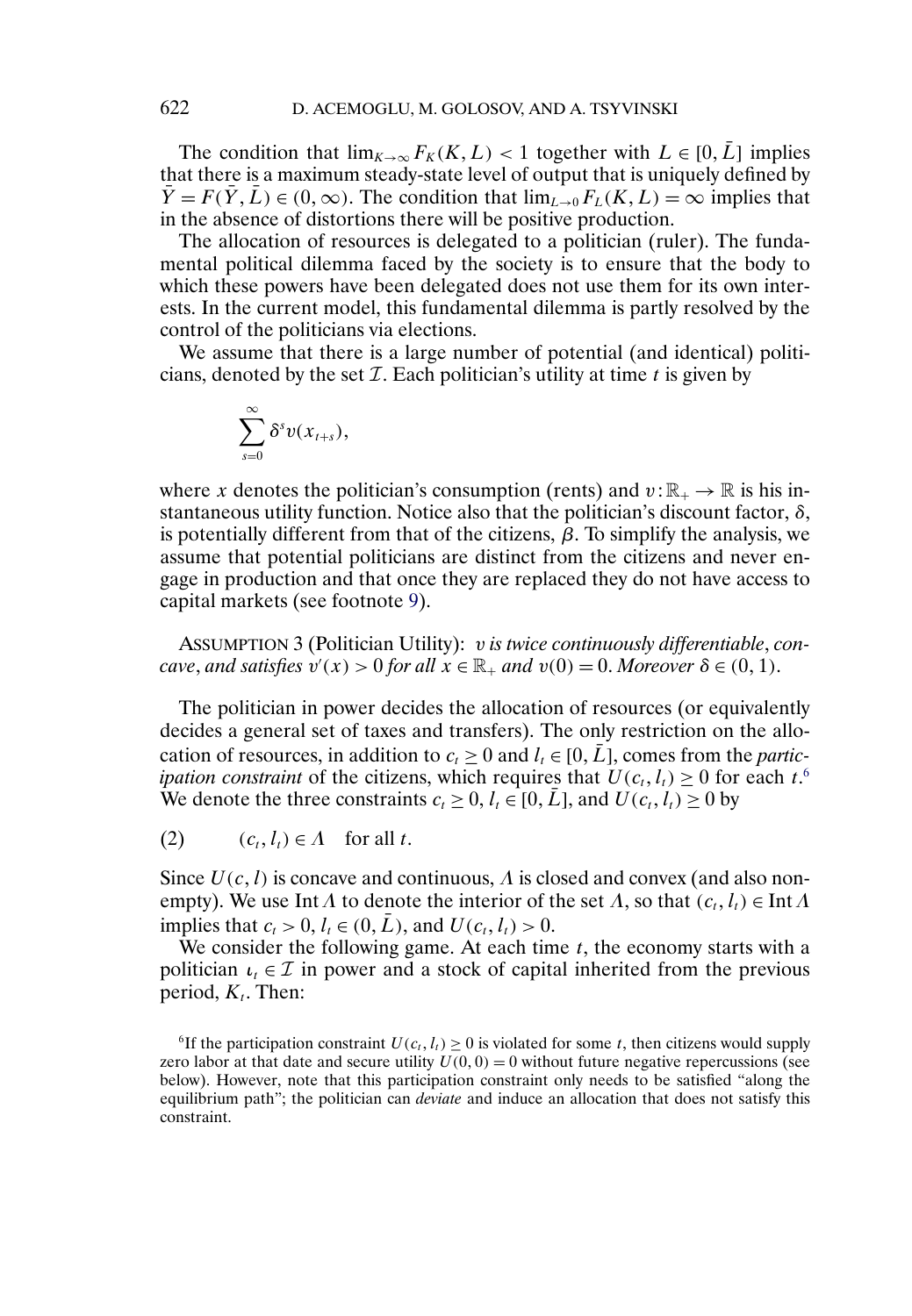The condition that $\lim_{K\to\infty} F_K(K, L) < 1$ together with $L \in [0, \bar{L}]$ implies that there is a maximum steady-state level of output that is uniquely defined by $\bar{Y} = F(\bar{Y}, \bar{L}) \in (0, \infty)$. The condition that $\lim_{L\to 0} F_L(K, L) = \infty$ implies that in the absence of distortions there will be positive production.

The allocation of resources is delegated to a politician (ruler). The fundamental political dilemma faced by the society is to ensure that the body to which these powers have been delegated does not use them for its own interests. In the current model, this fundamental dilemma is partly resolved by the control of the politicians via elections.

We assume that there is a large number of potential (and identical) politicians, denoted by the set $\mathcal{I}$. Each politician's utility at time $t$ is given by

$$\sum_{s=0}^{\infty} \delta^s v(x_{t+s}),$$

where $x$ denotes the politician's consumption (rents) and $v : \mathbb{R}_+ \to \mathbb{R}$ is his instantaneous utility function. Notice also that the politician's discount factor, $\delta$, is potentially different from that of the citizens, $\beta$. To simplify the analysis, we assume that potential politicians are distinct from the citizens and never engage in production and that once they are replaced they do not have access to capital markets (see footnote 9).

ASSUMPTION 3 (Politician Utility): *$v$ is twice continuously differentiable, concave, and satisfies $v'(x) > 0$ for all $x \in \mathbb{R}_+$ and $v(0) = 0$. Moreover $\delta \in (0, 1)$.*

The politician in power decides the allocation of resources (or equivalently decides a general set of taxes and transfers). The only restriction on the allocation of resources, in addition to $c_t \geq 0$ and $l_t \in [0, \bar{L}]$, comes from the *participation constraint* of the citizens, which requires that $U(c_t, l_t) \geq 0$ for each $t$.[6] We denote the three constraints $c_t \geq 0$, $l_t \in [0, \bar{L}]$, and $U(c_t, l_t) \geq 0$ by

$$(2) \qquad (c_t, l_t) \in \Lambda \quad \text{for all } t.$$

Since $U(c, l)$ is concave and continuous, $\Lambda$ is closed and convex (and also nonempty). We use $\operatorname{Int} \Lambda$ to denote the interior of the set $\Lambda$, so that $(c_t, l_t) \in \operatorname{Int} \Lambda$ implies that $c_t > 0$, $l_t \in (0, \bar{L})$, and $U(c_t, l_t) > 0$.

We consider the following game. At each time $t$, the economy starts with a politician $\iota_t \in \mathcal{I}$ in power and a stock of capital inherited from the previous period, $K_t$. Then:

[6] If the participation constraint $U(c_t, l_t) \geq 0$ is violated for some $t$, then citizens would supply zero labor at that date and secure utility $U(0, 0) = 0$ without future negative repercussions (see below). However, note that this participation constraint only needs to be satisfied "along the equilibrium path"; the politician can *deviate* and induce an allocation that does not satisfy this constraint.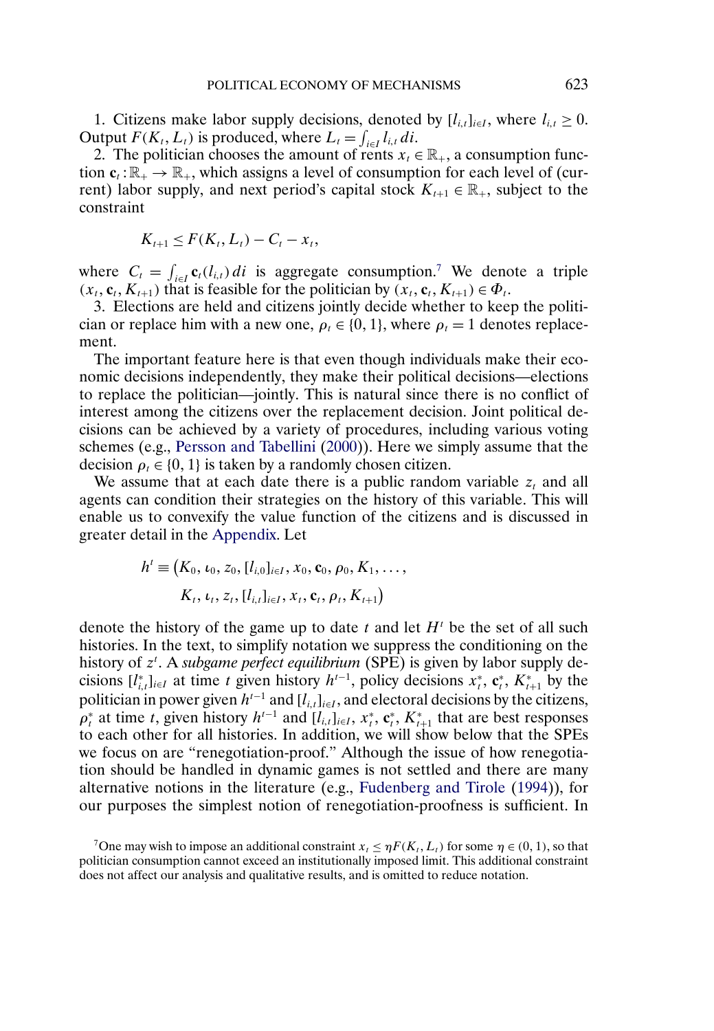1. Citizens make labor supply decisions, denoted by $[l_{i,t}]_{i\in I}$, where $l_{i,t} \geq 0$. Output $F(K_t, L_t)$ is produced, where $L_t = \int_{i\in I} l_{i,t}\, di$.

2. The politician chooses the amount of rents $x_t \in \mathbb{R}_+$, a consumption function $\mathbf{c}_t : \mathbb{R}_+ \to \mathbb{R}_+$, which assigns a level of consumption for each level of (current) labor supply, and next period's capital stock $K_{t+1} \in \mathbb{R}_+$, subject to the constraint

$$K_{t+1} \leq F(K_t, L_t) - C_t - x_t,$$

where $C_t = \int_{i\in I} \mathbf{c}_t(l_{i,t})\, di$ is aggregate consumption.[7] We denote a triple $(x_t, \mathbf{c}_t, K_{t+1})$ that is feasible for the politician by $(x_t, \mathbf{c}_t, K_{t+1}) \in \Phi_t$.

3. Elections are held and citizens jointly decide whether to keep the politician or replace him with a new one, $\rho_t \in \{0, 1\}$, where $\rho_t = 1$ denotes replacement.

The important feature here is that even though individuals make their economic decisions independently, they make their political decisions—elections to replace the politician—jointly. This is natural since there is no conflict of interest among the citizens over the replacement decision. Joint political decisions can be achieved by a variety of procedures, including various voting schemes (e.g., Persson and Tabellini (2000)). Here we simply assume that the decision $\rho_t \in \{0, 1\}$ is taken by a randomly chosen citizen.

We assume that at each date there is a public random variable $z_t$ and all agents can condition their strategies on the history of this variable. This will enable us to convexify the value function of the citizens and is discussed in greater detail in the Appendix. Let

$$h^t \equiv \big(K_0, \iota_0, z_0, [l_{i,0}]_{i\in I}, x_0, \mathbf{c}_0, \rho_0, K_1, \ldots, K_t, \iota_t, z_t, [l_{i,t}]_{i\in I}, x_t, \mathbf{c}_t, \rho_t, K_{t+1}\big)$$

denote the history of the game up to date $t$ and let $H^t$ be the set of all such histories. In the text, to simplify notation we suppress the conditioning on the history of $z^t$. A *subgame perfect equilibrium* (SPE) is given by labor supply decisions $[l^*_{i,t}]_{i\in I}$ at time $t$ given history $h^{t-1}$, policy decisions $x^*_t$, $\mathbf{c}^*_t$, $K^*_{t+1}$ by the politician in power given $h^{t-1}$ and $[l_{i,t}]_{i\in I}$, and electoral decisions by the citizens, $\rho^*_t$ at time $t$, given history $h^{t-1}$ and $[l_{i,t}]_{i\in I}$, $x^*_t$, $\mathbf{c}^*_t$, $K^*_{t+1}$ that are best responses to each other for all histories. In addition, we will show below that the SPEs we focus on are "renegotiation-proof." Although the issue of how renegotiation should be handled in dynamic games is not settled and there are many alternative notions in the literature (e.g., Fudenberg and Tirole (1994)), for our purposes the simplest notion of renegotiation-proofness is sufficient. In

[7] One may wish to impose an additional constraint $x_t \leq \eta F(K_t, L_t)$ for some $\eta \in (0, 1)$, so that politician consumption cannot exceed an institutionally imposed limit. This additional constraint does not affect our analysis and qualitative results, and is omitted to reduce notation.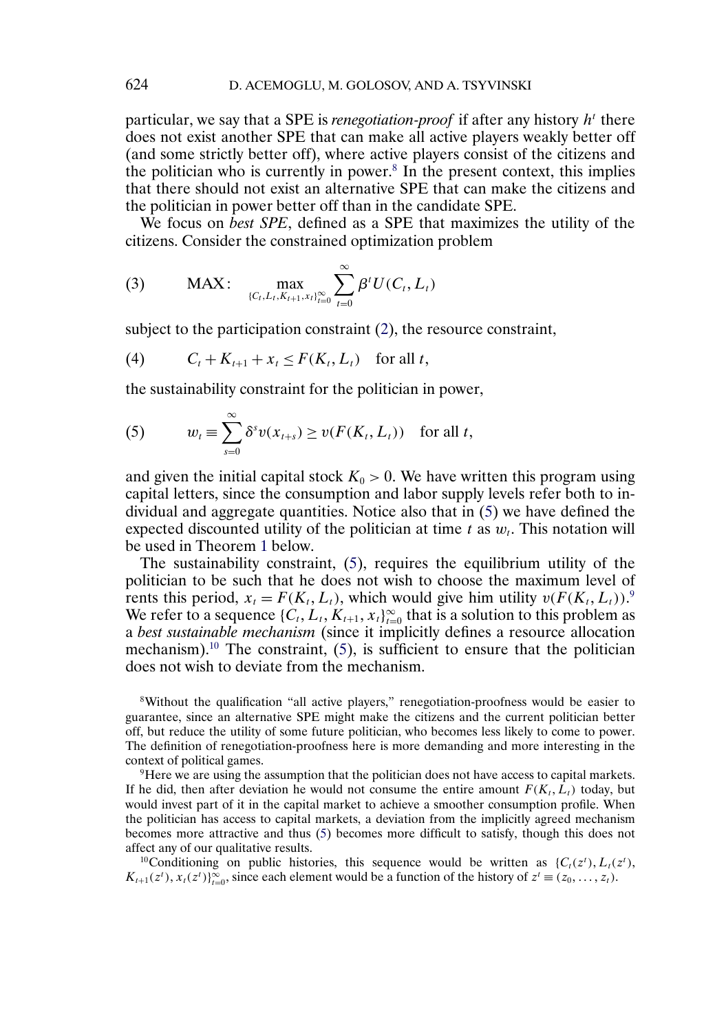particular, we say that a SPE is *renegotiation-proof* if after any history $h^t$ there does not exist another SPE that can make all active players weakly better off (and some strictly better off), where active players consist of the citizens and the politician who is currently in power.[8] In the present context, this implies that there should not exist an alternative SPE that can make the citizens and the politician in power better off than in the candidate SPE.

We focus on *best SPE*, defined as a SPE that maximizes the utility of the citizens. Consider the constrained optimization problem

$$\text{(3)} \qquad \text{MAX}: \quad \max_{\{C_t, L_t, K_{t+1}, x_t\}_{t=0}^{\infty}} \sum_{t=0}^{\infty} \beta^t U(C_t, L_t)$$

subject to the participation constraint (2), the resource constraint,

$$\text{(4)} \qquad C_t + K_{t+1} + x_t \leq F(K_t, L_t) \quad \text{for all } t,$$

the sustainability constraint for the politician in power,

$$\text{(5)} \qquad w_t \equiv \sum_{s=0}^{\infty} \delta^s v(x_{t+s}) \geq v(F(K_t, L_t)) \quad \text{for all } t,$$

and given the initial capital stock $K_0 > 0$. We have written this program using capital letters, since the consumption and labor supply levels refer both to individual and aggregate quantities. Notice also that in (5) we have defined the expected discounted utility of the politician at time $t$ as $w_t$. This notation will be used in Theorem 1 below.

The sustainability constraint, (5), requires the equilibrium utility of the politician to be such that he does not wish to choose the maximum level of rents this period, $x_t = F(K_t, L_t)$, which would give him utility $v(F(K_t, L_t))$.[9] We refer to a sequence $\{C_t, L_t, K_{t+1}, x_t\}_{t=0}^{\infty}$ that is a solution to this problem as a *best sustainable mechanism* (since it implicitly defines a resource allocation mechanism).[10] The constraint, (5), is sufficient to ensure that the politician does not wish to deviate from the mechanism.

[8]Without the qualification "all active players," renegotiation-proofness would be easier to guarantee, since an alternative SPE might make the citizens and the current politician better off, but reduce the utility of some future politician, who becomes less likely to come to power. The definition of renegotiation-proofness here is more demanding and more interesting in the context of political games.

[9]Here we are using the assumption that the politician does not have access to capital markets. If he did, then after deviation he would not consume the entire amount $F(K_t, L_t)$ today, but would invest part of it in the capital market to achieve a smoother consumption profile. When the politician has access to capital markets, a deviation from the implicitly agreed mechanism becomes more attractive and thus (5) becomes more difficult to satisfy, though this does not affect any of our qualitative results.

[10]Conditioning on public histories, this sequence would be written as $\{C_t(z^t), L_t(z^t), K_{t+1}(z^t), x_t(z^t)\}_{t=0}^{\infty}$, since each element would be a function of the history of $z^t \equiv (z_0, \ldots, z_t)$.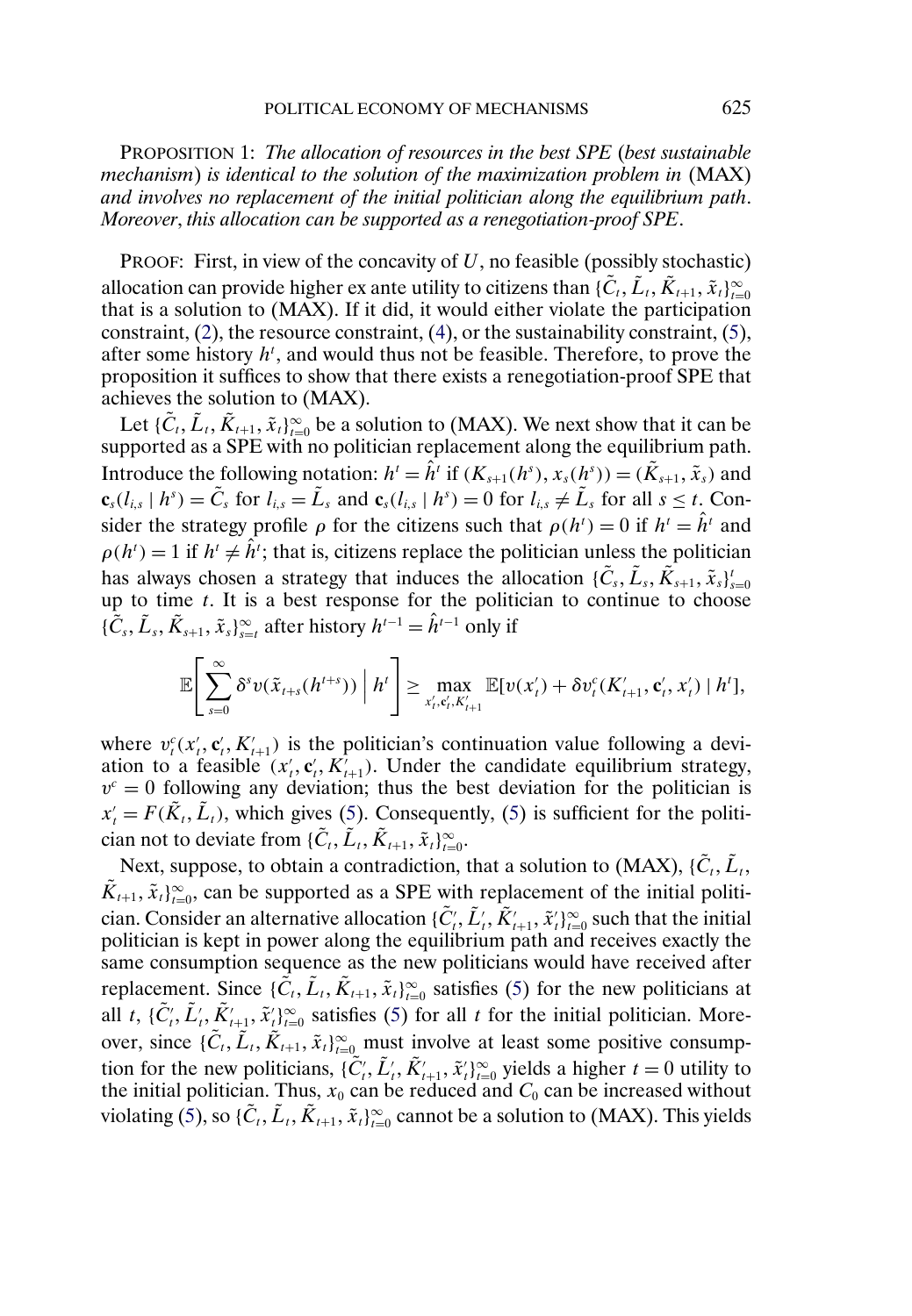PROPOSITION 1: *The allocation of resources in the best SPE* (*best sustainable mechanism*) *is identical to the solution of the maximization problem in* (MAX) *and involves no replacement of the initial politician along the equilibrium path*. *Moreover*, *this allocation can be supported as a renegotiation-proof SPE*.

PROOF: First, in view of the concavity of $U$, no feasible (possibly stochastic) allocation can provide higher ex ante utility to citizens than $\{\tilde{C}_t, \tilde{L}_t, \tilde{K}_{t+1}, \tilde{x}_t\}_{t=0}^{\infty}$ that is a solution to (MAX). If it did, it would either violate the participation constraint, (2), the resource constraint, (4), or the sustainability constraint, (5), after some history $h^t$, and would thus not be feasible. Therefore, to prove the proposition it suffices to show that there exists a renegotiation-proof SPE that achieves the solution to (MAX).

Let $\{\tilde{C}_t, \tilde{L}_t, \tilde{K}_{t+1}, \tilde{x}_t\}_{t=0}^{\infty}$ be a solution to (MAX). We next show that it can be supported as a SPE with no politician replacement along the equilibrium path. Introduce the following notation: $h^t = \hat{h}^t$ if $(K_{s+1}(h^s), x_s(h^s)) = (\tilde{K}_{s+1}, \tilde{x}_s)$ and $\mathbf{c}_s(l_{i,s} \mid h^s) = \tilde{C}_s$ for $l_{i,s} = \tilde{L}_s$ and $\mathbf{c}_s(l_{i,s} \mid h^s) = 0$ for $l_{i,s} \neq \tilde{L}_s$ for all $s \leq t$. Consider the strategy profile $\rho$ for the citizens such that $\rho(h^t) = 0$ if $h^t = \hat{h}^t$ and $\rho(h^t) = 1$ if $h^t \neq \hat{h}^t$; that is, citizens replace the politician unless the politician has always chosen a strategy that induces the allocation $\{\tilde{C}_s, \tilde{L}_s, \tilde{K}_{s+1}, \tilde{x}_s\}_{s=0}^{t}$ up to time $t$. It is a best response for the politician to continue to choose $\{\tilde{C}_s, \tilde{L}_s, \tilde{K}_{s+1}, \tilde{x}_s\}_{s=t}^{\infty}$ after history $h^{t-1} = \hat{h}^{t-1}$ only if

$$\mathbb{E}\left[\sum_{s=0}^{\infty} \delta^s v(\tilde{x}_{t+s}(h^{t+s})) \,\middle|\, h^t\right] \geq \max_{x_t', \mathbf{c}_t', K_{t+1}'} \mathbb{E}[v(x_t') + \delta v_t^c(K_{t+1}', \mathbf{c}_t', x_t') \mid h^t],$$

where $v_t^c(x_t', \mathbf{c}_t', K_{t+1}')$ is the politician's continuation value following a deviation to a feasible $(x_t', \mathbf{c}_t', K_{t+1}')$. Under the candidate equilibrium strategy, $v^c = 0$ following any deviation; thus the best deviation for the politician is $x_t' = F(\tilde{K}_t, \tilde{L}_t)$, which gives (5). Consequently, (5) is sufficient for the politician not to deviate from $\{\tilde{C}_t, \tilde{L}_t, \tilde{K}_{t+1}, \tilde{x}_t\}_{t=0}^{\infty}$.

Next, suppose, to obtain a contradiction, that a solution to (MAX), $\{\tilde{C}_t, \tilde{L}_t, \tilde{K}_{t+1}, \tilde{x}_t\}_{t=0}^{\infty}$, can be supported as a SPE with replacement of the initial politician. Consider an alternative allocation $\{\tilde{C}_t', \tilde{L}_t', \tilde{K}_{t+1}', \tilde{x}_t'\}_{t=0}^{\infty}$ such that the initial politician is kept in power along the equilibrium path and receives exactly the same consumption sequence as the new politicians would have received after replacement. Since $\{\tilde{C}_t, \tilde{L}_t, \tilde{K}_{t+1}, \tilde{x}_t\}_{t=0}^{\infty}$ satisfies (5) for the new politicians at all $t$, $\{\tilde{C}_t', \tilde{L}_t', \tilde{K}_{t+1}', \tilde{x}_t'\}_{t=0}^{\infty}$ satisfies (5) for all $t$ for the initial politician. Moreover, since $\{\tilde{C}_t, \tilde{L}_t, \tilde{K}_{t+1}, \tilde{x}_t\}_{t=0}^{\infty}$ must involve at least some positive consumption for the new politicians, $\{\tilde{C}_t', \tilde{L}_t', \tilde{K}_{t+1}', \tilde{x}_t'\}_{t=0}^{\infty}$ yields a higher $t = 0$ utility to the initial politician. Thus, $x_0$ can be reduced and $C_0$ can be increased without violating (5), so $\{\tilde{C}_t, \tilde{L}_t, \tilde{K}_{t+1}, \tilde{x}_t\}_{t=0}^{\infty}$ cannot be a solution to (MAX). This yields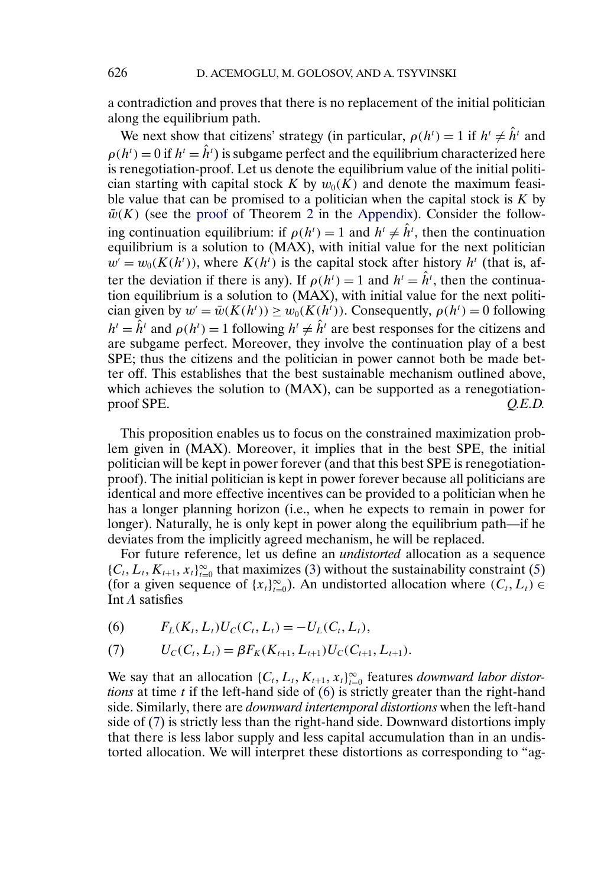a contradiction and proves that there is no replacement of the initial politician along the equilibrium path.

We next show that citizens' strategy (in particular, $\rho(h^t) = 1$ if $h^t \neq \hat{h}^t$ and $\rho(h^t) = 0$ if $h^t = \hat{h}^t$) is subgame perfect and the equilibrium characterized here is renegotiation-proof. Let us denote the equilibrium value of the initial politician starting with capital stock $K$ by $w_0(K)$ and denote the maximum feasible value that can be promised to a politician when the capital stock is $K$ by $\bar{w}(K)$ (see the proof of Theorem 2 in the Appendix). Consider the following continuation equilibrium: if $\rho(h^t) = 1$ and $h^t \neq \hat{h}^t$, then the continuation equilibrium is a solution to (MAX), with initial value for the next politician $w' = w_0(K(h^t))$, where $K(h^t)$ is the capital stock after history $h^t$ (that is, after the deviation if there is any). If $\rho(h^t) = 1$ and $h^t = \hat{h}^t$, then the continuation equilibrium is a solution to (MAX), with initial value for the next politician given by $w' = \bar{w}(K(h^t)) \geq w_0(K(h^t))$. Consequently, $\rho(h^t) = 0$ following $h^t = \hat{h}^t$ and $\rho(h^t) = 1$ following $h^t \neq \hat{h}^t$ are best responses for the citizens and are subgame perfect. Moreover, they involve the continuation play of a best SPE; thus the citizens and the politician in power cannot both be made better off. This establishes that the best sustainable mechanism outlined above, which achieves the solution to (MAX), can be supported as a renegotiation-proof SPE. *Q.E.D.*

This proposition enables us to focus on the constrained maximization problem given in (MAX). Moreover, it implies that in the best SPE, the initial politician will be kept in power forever (and that this best SPE is renegotiation-proof). The initial politician is kept in power forever because all politicians are identical and more effective incentives can be provided to a politician when he has a longer planning horizon (i.e., when he expects to remain in power for longer). Naturally, he is only kept in power along the equilibrium path—if he deviates from the implicitly agreed mechanism, he will be replaced.

For future reference, let us define an *undistorted* allocation as a sequence $\{C_t, L_t, K_{t+1}, x_t\}_{t=0}^{\infty}$ that maximizes (3) without the sustainability constraint (5) (for a given sequence of $\{x_t\}_{t=0}^{\infty}$). An undistorted allocation where $(C_t, L_t) \in \operatorname{Int} \Lambda$ satisfies

$$F_L(K_t, L_t)U_C(C_t, L_t) = -U_L(C_t, L_t), \tag{6}$$

$$U_C(C_t, L_t) = \beta F_K(K_{t+1}, L_{t+1})U_C(C_{t+1}, L_{t+1}). \tag{7}$$

We say that an allocation $\{C_t, L_t, K_{t+1}, x_t\}_{t=0}^{\infty}$ features *downward labor distortions* at time $t$ if the left-hand side of (6) is strictly greater than the right-hand side. Similarly, there are *downward intertemporal distortions* when the left-hand side of (7) is strictly less than the right-hand side. Downward distortions imply that there is less labor supply and less capital accumulation than in an undistorted allocation. We will interpret these distortions as corresponding to "ag-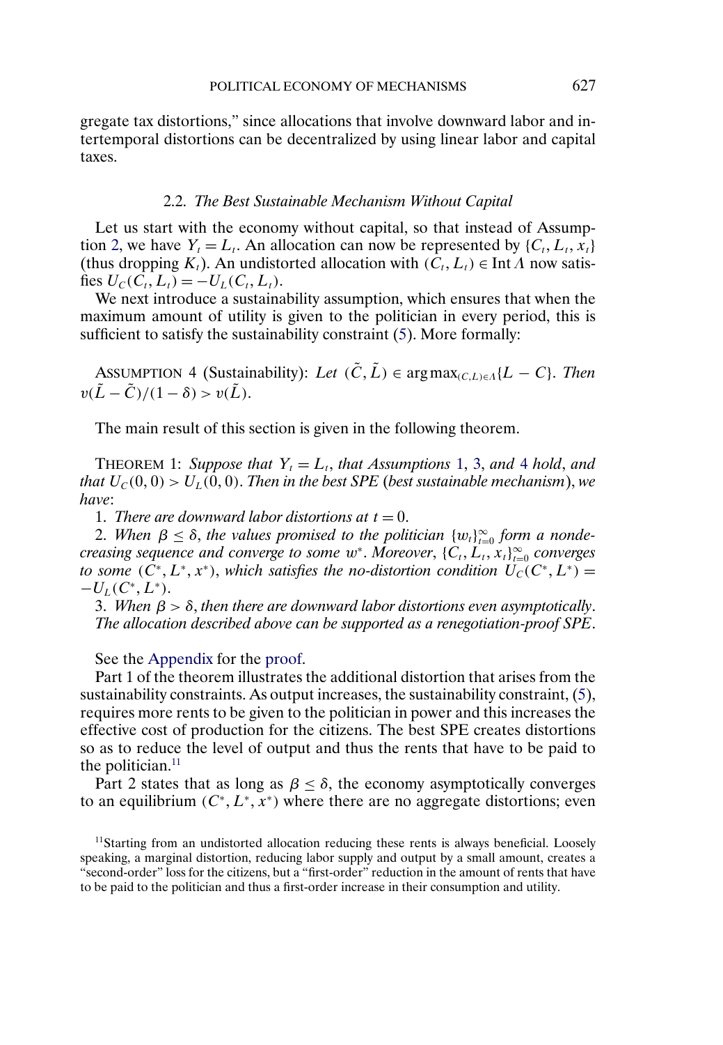gregate tax distortions," since allocations that involve downward labor and intertemporal distortions can be decentralized by using linear labor and capital taxes.

### 2.2. *The Best Sustainable Mechanism Without Capital*

Let us start with the economy without capital, so that instead of Assumption 2, we have $Y_t = L_t$. An allocation can now be represented by $\{C_t, L_t, x_t\}$ (thus dropping $K_t$). An undistorted allocation with $(C_t, L_t) \in \operatorname{Int} \Lambda$ now satisfies $U_C(C_t, L_t) = -U_L(C_t, L_t)$.

We next introduce a sustainability assumption, which ensures that when the maximum amount of utility is given to the politician in every period, this is sufficient to satisfy the sustainability constraint (5). More formally:

ASSUMPTION 4 (Sustainability): *Let* $(\tilde{C}, \tilde{L}) \in \arg\max_{(C,L)\in\Lambda}\{L - C\}$. *Then* $v(\tilde{L} - \tilde{C})/(1-\delta) > v(\tilde{L})$.

The main result of this section is given in the following theorem.

THEOREM 1: *Suppose that* $Y_t = L_t$, *that Assumptions* 1, 3, *and* 4 *hold*, *and that* $U_C(0,0) > U_L(0,0)$. *Then in the best SPE* (*best sustainable mechanism*), *we have*:

1. *There are downward labor distortions at* $t = 0$.
2. *When* $\beta \leq \delta$, *the values promised to the politician* $\{w_t\}_{t=0}^{\infty}$ *form a nondecreasing sequence and converge to some* $w^*$. *Moreover*, $\{C_t, L_t, x_t\}_{t=0}^{\infty}$ *converges to some* $(C^*, L^*, x^*)$, *which satisfies the no-distortion condition* $U_C(C^*, L^*) = -U_L(C^*, L^*)$.
3. *When* $\beta > \delta$, *then there are downward labor distortions even asymptotically*.

*The allocation described above can be supported as a renegotiation-proof SPE*.

See the Appendix for the proof.

Part 1 of the theorem illustrates the additional distortion that arises from the sustainability constraints. As output increases, the sustainability constraint, (5), requires more rents to be given to the politician in power and this increases the effective cost of production for the citizens. The best SPE creates distortions so as to reduce the level of output and thus the rents that have to be paid to the politician.[11]

Part 2 states that as long as $\beta \leq \delta$, the economy asymptotically converges to an equilibrium $(C^*, L^*, x^*)$ where there are no aggregate distortions; even

[11]Starting from an undistorted allocation reducing these rents is always beneficial. Loosely speaking, a marginal distortion, reducing labor supply and output by a small amount, creates a "second-order" loss for the citizens, but a "first-order" reduction in the amount of rents that have to be paid to the politician and thus a first-order increase in their consumption and utility.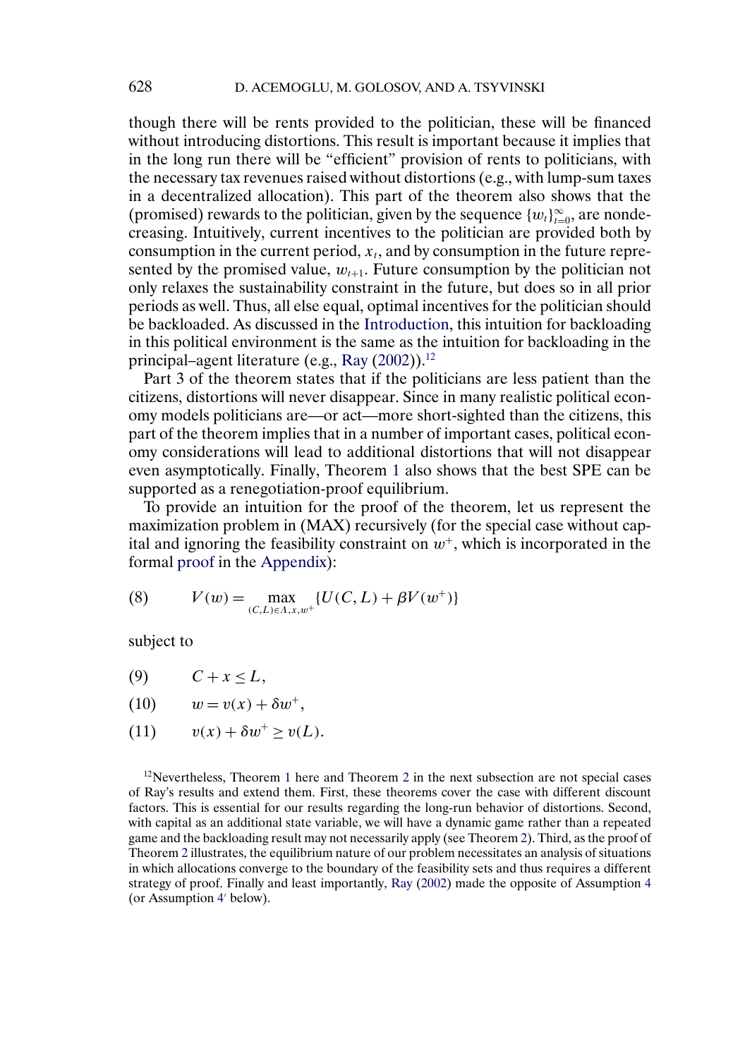though there will be rents provided to the politician, these will be financed without introducing distortions. This result is important because it implies that in the long run there will be "efficient" provision of rents to politicians, with the necessary tax revenues raised without distortions (e.g., with lump-sum taxes in a decentralized allocation). This part of the theorem also shows that the (promised) rewards to the politician, given by the sequence $\{w_t\}_{t=0}^{\infty}$, are nondecreasing. Intuitively, current incentives to the politician are provided both by consumption in the current period, $x_t$, and by consumption in the future represented by the promised value, $w_{t+1}$. Future consumption by the politician not only relaxes the sustainability constraint in the future, but does so in all prior periods as well. Thus, all else equal, optimal incentives for the politician should be backloaded. As discussed in the Introduction, this intuition for backloading in this political environment is the same as the intuition for backloading in the principal–agent literature (e.g., Ray (2002)).[12]

Part 3 of the theorem states that if the politicians are less patient than the citizens, distortions will never disappear. Since in many realistic political economy models politicians are—or act—more short-sighted than the citizens, this part of the theorem implies that in a number of important cases, political economy considerations will lead to additional distortions that will not disappear even asymptotically. Finally, Theorem 1 also shows that the best SPE can be supported as a renegotiation-proof equilibrium.

To provide an intuition for the proof of the theorem, let us represent the maximization problem in (MAX) recursively (for the special case without capital and ignoring the feasibility constraint on $w^+$, which is incorporated in the formal proof in the Appendix):

$$V(w) = \max_{(C,L)\in\Lambda, x, w^+} \{U(C, L) + \beta V(w^+)\} \tag{8}$$

subject to

$$C + x \leq L, \tag{9}$$

$$w = v(x) + \delta w^+, \tag{10}$$

$$v(x) + \delta w^+ \geq v(L). \tag{11}$$

[12]Nevertheless, Theorem 1 here and Theorem 2 in the next subsection are not special cases of Ray's results and extend them. First, these theorems cover the case with different discount factors. This is essential for our results regarding the long-run behavior of distortions. Second, with capital as an additional state variable, we will have a dynamic game rather than a repeated game and the backloading result may not necessarily apply (see Theorem 2). Third, as the proof of Theorem 2 illustrates, the equilibrium nature of our problem necessitates an analysis of situations in which allocations converge to the boundary of the feasibility sets and thus requires a different strategy of proof. Finally and least importantly, Ray (2002) made the opposite of Assumption 4 (or Assumption 4′ below).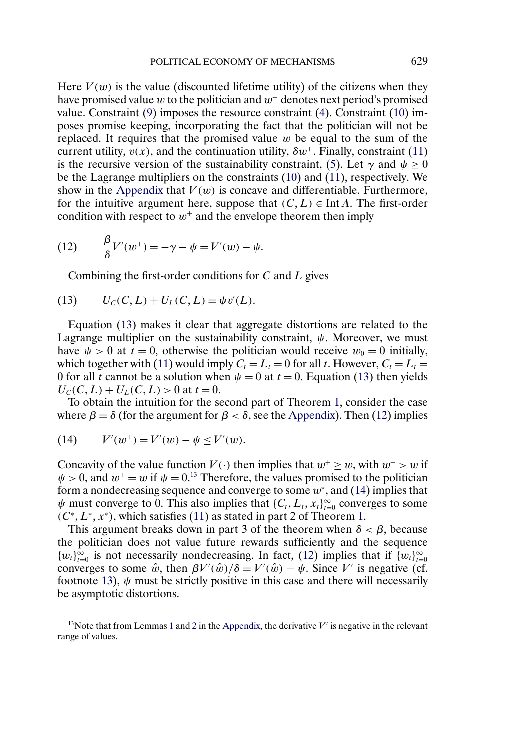Here $V(w)$ is the value (discounted lifetime utility) of the citizens when they have promised value $w$ to the politician and $w^+$ denotes next period's promised value. Constraint (9) imposes the resource constraint (4). Constraint (10) imposes promise keeping, incorporating the fact that the politician will not be replaced. It requires that the promised value $w$ be equal to the sum of the current utility, $v(x)$, and the continuation utility, $\delta w^+$. Finally, constraint (11) is the recursive version of the sustainability constraint, (5). Let $\gamma$ and $\psi \geq 0$ be the Lagrange multipliers on the constraints (10) and (11), respectively. We show in the Appendix that $V(w)$ is concave and differentiable. Furthermore, for the intuitive argument here, suppose that $(C, L) \in \operatorname{Int} \Lambda$. The first-order condition with respect to $w^+$ and the envelope theorem then imply

$$\text{(12)} \qquad \frac{\beta}{\delta} V'(w^+) = -\gamma - \psi = V'(w) - \psi.$$

Combining the first-order conditions for $C$ and $L$ gives

$$\text{(13)} \qquad U_C(C, L) + U_L(C, L) = \psi v'(L).$$

Equation (13) makes it clear that aggregate distortions are related to the Lagrange multiplier on the sustainability constraint, $\psi$. Moreover, we must have $\psi > 0$ at $t = 0$, otherwise the politician would receive $w_0 = 0$ initially, which together with (11) would imply $C_t = L_t = 0$ for all $t$. However, $C_t = L_t = 0$ for all $t$ cannot be a solution when $\psi = 0$ at $t = 0$. Equation (13) then yields $U_C(C, L) + U_L(C, L) > 0$ at $t = 0$.

To obtain the intuition for the second part of Theorem 1, consider the case where $\beta = \delta$ (for the argument for $\beta < \delta$, see the Appendix). Then (12) implies

$$\text{(14)} \qquad V'(w^+) = V'(w) - \psi \leq V'(w).$$

Concavity of the value function $V(\cdot)$ then implies that $w^+ \geq w$, with $w^+ > w$ if $\psi > 0$, and $w^+ = w$ if $\psi = 0$.[13] Therefore, the values promised to the politician form a nondecreasing sequence and converge to some $w^*$, and (14) implies that $\psi$ must converge to 0. This also implies that $\{C_t, L_t, x_t\}_{t=0}^{\infty}$ converges to some $(C^*, L^*, x^*)$, which satisfies (11) as stated in part 2 of Theorem 1.

This argument breaks down in part 3 of the theorem when $\delta < \beta$, because the politician does not value future rewards sufficiently and the sequence $\{w_t\}_{t=0}^{\infty}$ is not necessarily nondecreasing. In fact, (12) implies that if $\{w_t\}_{t=0}^{\infty}$ converges to some $\hat{w}$, then $\beta V'(\hat{w})/\delta = V'(\hat{w}) - \psi$. Since $V'$ is negative (cf. footnote 13), $\psi$ must be strictly positive in this case and there will necessarily be asymptotic distortions.

[13] Note that from Lemmas 1 and 2 in the Appendix, the derivative $V'$ is negative in the relevant range of values.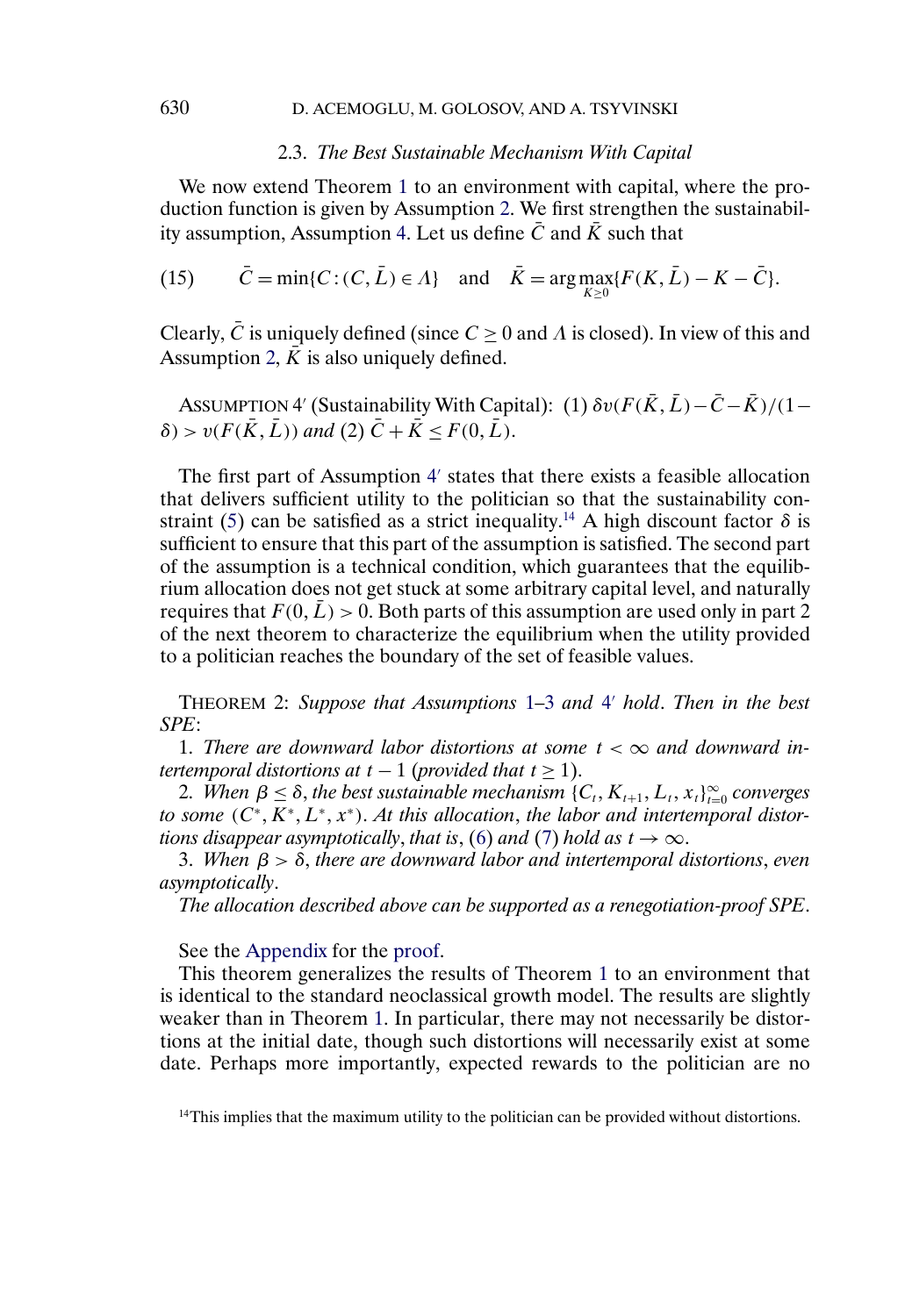### 2.3. *The Best Sustainable Mechanism With Capital*

We now extend Theorem 1 to an environment with capital, where the production function is given by Assumption 2. We first strengthen the sustainability assumption, Assumption 4. Let us define $\bar{C}$ and $\bar{K}$ such that

$$\bar{C} = \min\{C : (C, \bar{L}) \in \Lambda\} \quad \text{and} \quad \bar{K} = \arg\max_{K \geq 0}\{F(K, \bar{L}) - K - \bar{C}\}. \tag{15}$$

Clearly, $\bar{C}$ is uniquely defined (since $C \geq 0$ and $\Lambda$ is closed). In view of this and Assumption 2, $\bar{K}$ is also uniquely defined.

ASSUMPTION 4′ (Sustainability With Capital): *(1)* $\delta v(F(\bar{K}, \bar{L}) - \bar{C} - \bar{K})/(1 - \delta) > v(F(\bar{K}, \bar{L}))$ *and (2)* $\bar{C} + \bar{K} \leq F(0, \bar{L})$.

The first part of Assumption 4′ states that there exists a feasible allocation that delivers sufficient utility to the politician so that the sustainability constraint (5) can be satisfied as a strict inequality.[14] A high discount factor $\delta$ is sufficient to ensure that this part of the assumption is satisfied. The second part of the assumption is a technical condition, which guarantees that the equilibrium allocation does not get stuck at some arbitrary capital level, and naturally requires that $F(0, \bar{L}) > 0$. Both parts of this assumption are used only in part 2 of the next theorem to characterize the equilibrium when the utility provided to a politician reaches the boundary of the set of feasible values.

THEOREM 2: *Suppose that Assumptions 1–3 and 4′ hold. Then in the best SPE*:

1. *There are downward labor distortions at some $t < \infty$ and downward intertemporal distortions at $t - 1$ (provided that $t \geq 1$).*
2. *When $\beta \leq \delta$, the best sustainable mechanism $\{C_t, K_{t+1}, L_t, x_t\}_{t=0}^{\infty}$ converges to some $(C^*, K^*, L^*, x^*)$. At this allocation, the labor and intertemporal distortions disappear asymptotically, that is, (6) and (7) hold as $t \to \infty$.*
3. *When $\beta > \delta$, there are downward labor and intertemporal distortions, even asymptotically.*

*The allocation described above can be supported as a renegotiation-proof SPE.*

See the Appendix for the proof.

This theorem generalizes the results of Theorem 1 to an environment that is identical to the standard neoclassical growth model. The results are slightly weaker than in Theorem 1. In particular, there may not necessarily be distortions at the initial date, though such distortions will necessarily exist at some date. Perhaps more importantly, expected rewards to the politician are no

[14] This implies that the maximum utility to the politician can be provided without distortions.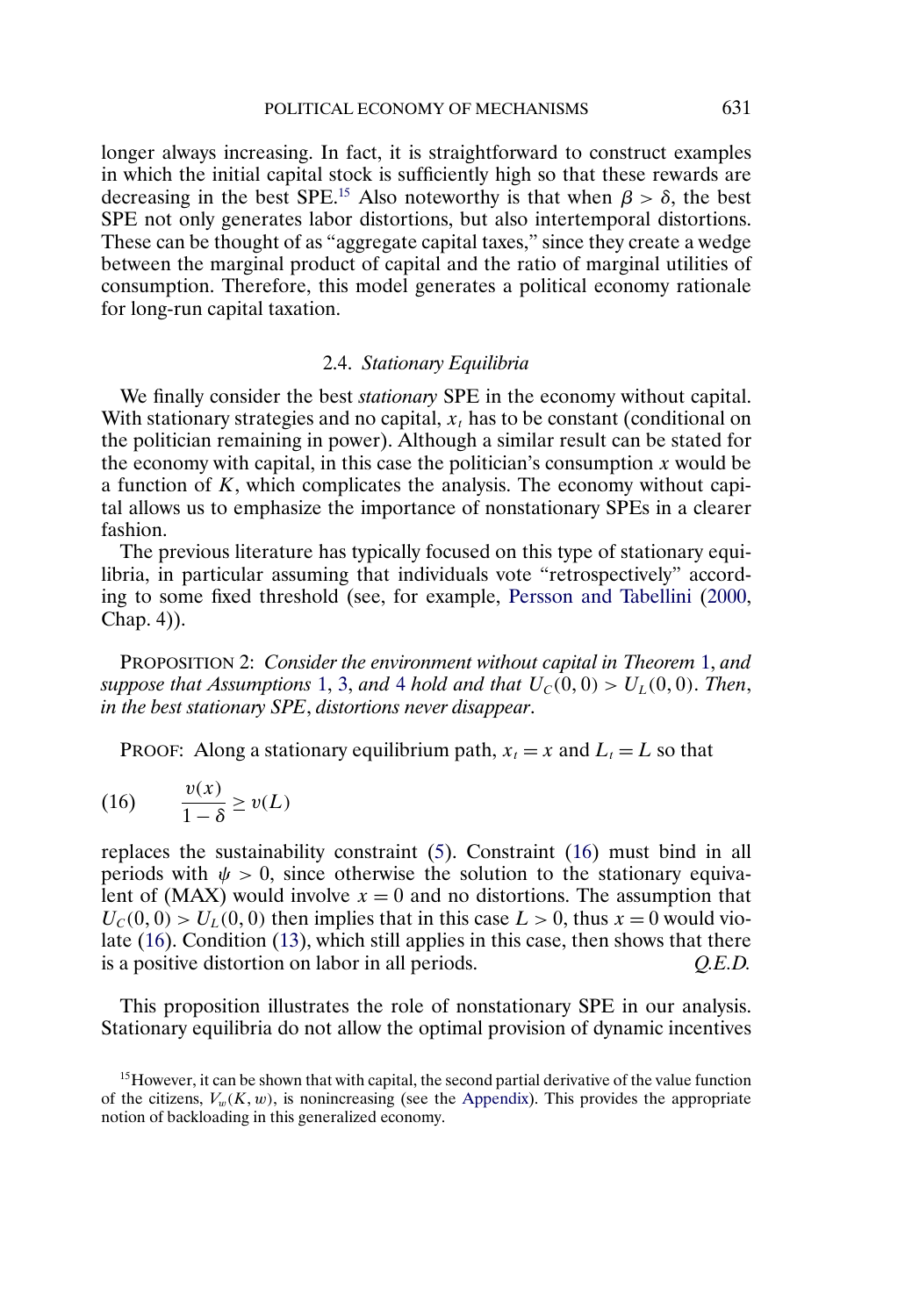longer always increasing. In fact, it is straightforward to construct examples in which the initial capital stock is sufficiently high so that these rewards are decreasing in the best SPE.[15] Also noteworthy is that when $\beta > \delta$, the best SPE not only generates labor distortions, but also intertemporal distortions. These can be thought of as "aggregate capital taxes," since they create a wedge between the marginal product of capital and the ratio of marginal utilities of consumption. Therefore, this model generates a political economy rationale for long-run capital taxation.

### 2.4. *Stationary Equilibria*

We finally consider the best *stationary* SPE in the economy without capital. With stationary strategies and no capital, $x_t$ has to be constant (conditional on the politician remaining in power). Although a similar result can be stated for the economy with capital, in this case the politician's consumption $x$ would be a function of $K$, which complicates the analysis. The economy without capital allows us to emphasize the importance of nonstationary SPEs in a clearer fashion.

The previous literature has typically focused on this type of stationary equilibria, in particular assuming that individuals vote "retrospectively" according to some fixed threshold (see, for example, Persson and Tabellini (2000, Chap. 4)).

PROPOSITION 2: *Consider the environment without capital in Theorem 1, and suppose that Assumptions 1, 3, and 4 hold and that $U_C(0,0) > U_L(0,0)$. Then, in the best stationary SPE, distortions never disappear.*

PROOF: Along a stationary equilibrium path, $x_t = x$ and $L_t = L$ so that

$$\frac{v(x)}{1-\delta} \geq v(L) \tag{16}$$

replaces the sustainability constraint (5). Constraint (16) must bind in all periods with $\psi > 0$, since otherwise the solution to the stationary equivalent of (MAX) would involve $x = 0$ and no distortions. The assumption that $U_C(0,0) > U_L(0,0)$ then implies that in this case $L > 0$, thus $x = 0$ would violate (16). Condition (13), which still applies in this case, then shows that there is a positive distortion on labor in all periods. *Q.E.D.*

This proposition illustrates the role of nonstationary SPE in our analysis. Stationary equilibria do not allow the optimal provision of dynamic incentives

[15] However, it can be shown that with capital, the second partial derivative of the value function of the citizens, $V_w(K, w)$, is nonincreasing (see the Appendix). This provides the appropriate notion of backloading in this generalized economy.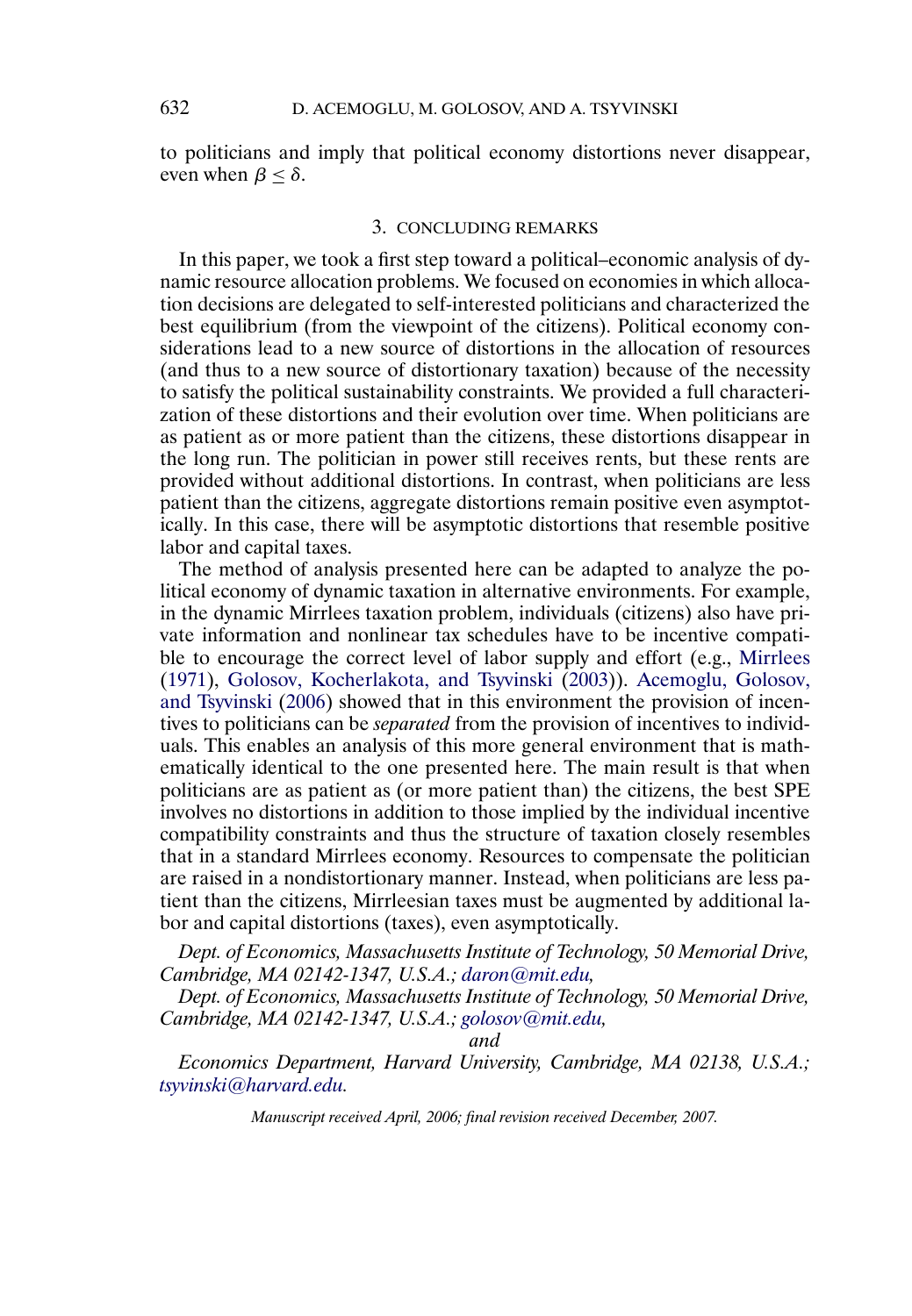to politicians and imply that political economy distortions never disappear, even when $\beta \leq \delta$.

## 3. CONCLUDING REMARKS

In this paper, we took a first step toward a political–economic analysis of dynamic resource allocation problems. We focused on economies in which allocation decisions are delegated to self-interested politicians and characterized the best equilibrium (from the viewpoint of the citizens). Political economy considerations lead to a new source of distortions in the allocation of resources (and thus to a new source of distortionary taxation) because of the necessity to satisfy the political sustainability constraints. We provided a full characterization of these distortions and their evolution over time. When politicians are as patient as or more patient than the citizens, these distortions disappear in the long run. The politician in power still receives rents, but these rents are provided without additional distortions. In contrast, when politicians are less patient than the citizens, aggregate distortions remain positive even asymptotically. In this case, there will be asymptotic distortions that resemble positive labor and capital taxes.

The method of analysis presented here can be adapted to analyze the political economy of dynamic taxation in alternative environments. For example, in the dynamic Mirrlees taxation problem, individuals (citizens) also have private information and nonlinear tax schedules have to be incentive compatible to encourage the correct level of labor supply and effort (e.g., Mirrlees (1971), Golosov, Kocherlakota, and Tsyvinski (2003)). Acemoglu, Golosov, and Tsyvinski (2006) showed that in this environment the provision of incentives to politicians can be *separated* from the provision of incentives to individuals. This enables an analysis of this more general environment that is mathematically identical to the one presented here. The main result is that when politicians are as patient as (or more patient than) the citizens, the best SPE involves no distortions in addition to those implied by the individual incentive compatibility constraints and thus the structure of taxation closely resembles that in a standard Mirrlees economy. Resources to compensate the politician are raised in a nondistortionary manner. Instead, when politicians are less patient than the citizens, Mirrleesian taxes must be augmented by additional labor and capital distortions (taxes), even asymptotically.

*Dept. of Economics, Massachusetts Institute of Technology, 50 Memorial Drive, Cambridge, MA 02142-1347, U.S.A.; daron@mit.edu,*

*Dept. of Economics, Massachusetts Institute of Technology, 50 Memorial Drive, Cambridge, MA 02142-1347, U.S.A.; golosov@mit.edu,*

*and*

*Economics Department, Harvard University, Cambridge, MA 02138, U.S.A.; tsyvinski@harvard.edu.*

*Manuscript received April, 2006; final revision received December, 2007.*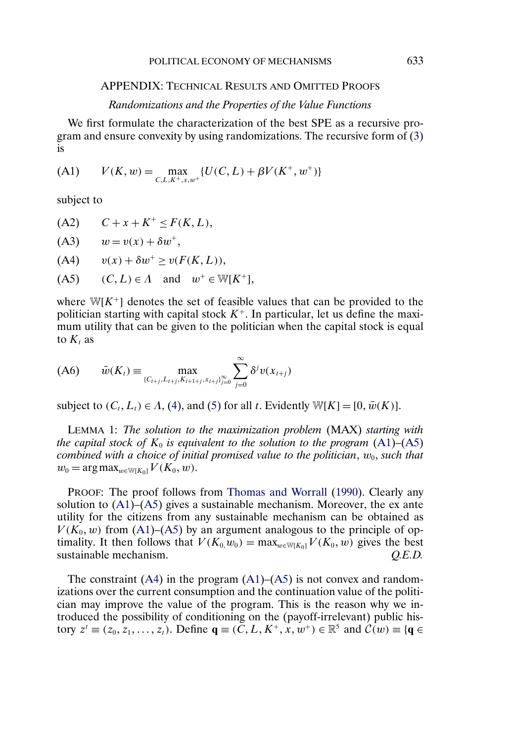## APPENDIX: Technical Results and Omitted Proofs

### *Randomizations and the Properties of the Value Functions*

We first formulate the characterization of the best SPE as a recursive program and ensure convexity by using randomizations. The recursive form of (3) is

$$V(K,w) = \max_{C,L,K^+,x,w^+} \{U(C,L) + \beta V(K^+,w^+)\} \tag{A1}$$

subject to

$$C + x + K^+ \leq F(K,L), \tag{A2}$$

$$w = v(x) + \delta w^+, \tag{A3}$$

$$v(x) + \delta w^+ \geq v(F(K,L)), \tag{A4}$$

$$(C,L) \in \Lambda \quad \text{and} \quad w^+ \in \mathbb{W}[K^+], \tag{A5}$$

where $\mathbb{W}[K^+]$ denotes the set of feasible values that can be provided to the politician starting with capital stock $K^+$. In particular, let us define the maximum utility that can be given to the politician when the capital stock is equal to $K_t$ as

$$\bar{w}(K_t) \equiv \max_{\{C_{t+j},L_{t+j},K_{t+1+j},x_{t+j}\}_{j=0}^{\infty}} \sum_{j=0}^{\infty} \delta^j v(x_{t+j}) \tag{A6}$$

subject to $(C_t, L_t) \in \Lambda$, (4), and (5) for all $t$. Evidently $\mathbb{W}[K] = [0, \bar{w}(K)]$.

LEMMA 1: *The solution to the maximization problem* (MAX) *starting with the capital stock of $K_0$ is equivalent to the solution to the program* (A1)–(A5) *combined with a choice of initial promised value to the politician*, $w_0$, *such that* $w_0 = \arg\max_{w \in \mathbb{W}[K_0]} V(K_0, w)$.

PROOF: The proof follows from Thomas and Worrall (1990). Clearly any solution to (A1)–(A5) gives a sustainable mechanism. Moreover, the ex ante utility for the citizens from any sustainable mechanism can be obtained as $V(K_0, w)$ from (A1)–(A5) by an argument analogous to the principle of optimality. It then follows that $V(K_0, w_0) = \max_{w \in \mathbb{W}[K_0]} V(K_0, w)$ gives the best sustainable mechanism. *Q.E.D.*

The constraint (A4) in the program (A1)–(A5) is not convex and randomizations over the current consumption and the continuation value of the politician may improve the value of the program. This is the reason why we introduced the possibility of conditioning on the (payoff-irrelevant) public history $z^t \equiv (z_0, z_1, \ldots, z_t)$. Define $\mathbf{q} \equiv (C, L, K^+, x, w^+) \in \mathbb{R}^5$ and $\mathcal{C}(w) \equiv \{\mathbf{q} \in$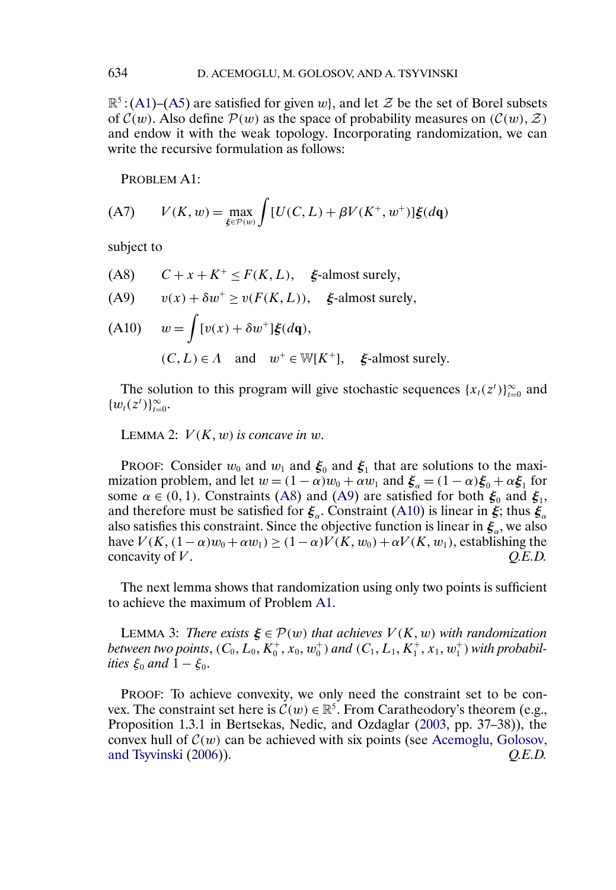$\mathbb{R}^5$ : (A1)–(A5) are satisfied for given $w$}, and let $\mathcal{Z}$ be the set of Borel subsets of $\mathcal{C}(w)$. Also define $\mathcal{P}(w)$ as the space of probability measures on $(\mathcal{C}(w), \mathcal{Z})$ and endow it with the weak topology. Incorporating randomization, we can write the recursive formulation as follows:

PROBLEM A1:

$$V(K, w) = \max_{\boldsymbol{\xi} \in \mathcal{P}(w)} \int [U(C, L) + \beta V(K^+, w^+)] \boldsymbol{\xi}(d\mathbf{q}) \tag{A7}$$

subject to

$$C + x + K^+ \leq F(K, L), \quad \boldsymbol{\xi}\text{-almost surely,} \tag{A8}$$

$$v(x) + \delta w^+ \geq v(F(K, L)), \quad \boldsymbol{\xi}\text{-almost surely,} \tag{A9}$$

$$w = \int [v(x) + \delta w^+] \boldsymbol{\xi}(d\mathbf{q}), \tag{A10}$$

$$(C, L) \in \Lambda \quad \text{and} \quad w^+ \in \mathbb{W}[K^+], \quad \boldsymbol{\xi}\text{-almost surely.}$$

The solution to this program will give stochastic sequences $\{x_t(z^t)\}_{t=0}^{\infty}$ and $\{w_t(z^t)\}_{t=0}^{\infty}$.

LEMMA 2: *$V(K, w)$ is concave in $w$.*

PROOF: Consider $w_0$ and $w_1$ and $\boldsymbol{\xi}_0$ and $\boldsymbol{\xi}_1$ that are solutions to the maximization problem, and let $w = (1-\alpha)w_0 + \alpha w_1$ and $\boldsymbol{\xi}_\alpha = (1-\alpha)\boldsymbol{\xi}_0 + \alpha\boldsymbol{\xi}_1$ for some $\alpha \in (0, 1)$. Constraints (A8) and (A9) are satisfied for both $\boldsymbol{\xi}_0$ and $\boldsymbol{\xi}_1$, and therefore must be satisfied for $\boldsymbol{\xi}_\alpha$. Constraint (A10) is linear in $\boldsymbol{\xi}$; thus $\boldsymbol{\xi}_\alpha$ also satisfies this constraint. Since the objective function is linear in $\boldsymbol{\xi}_\alpha$, we also have $V(K, (1-\alpha)w_0 + \alpha w_1) \geq (1-\alpha)V(K, w_0) + \alpha V(K, w_1)$, establishing the concavity of $V$. *Q.E.D.*

The next lemma shows that randomization using only two points is sufficient to achieve the maximum of Problem A1.

LEMMA 3: *There exists $\boldsymbol{\xi} \in \mathcal{P}(w)$ that achieves $V(K, w)$ with randomization between two points, $(C_0, L_0, K_0^+, x_0, w_0^+)$ and $(C_1, L_1, K_1^+, x_1, w_1^+)$ with probabilities $\xi_0$ and $1 - \xi_0$.*

PROOF: To achieve convexity, we only need the constraint set to be convex. The constraint set here is $\mathcal{C}(w) \in \mathbb{R}^5$. From Caratheodory's theorem (e.g., Proposition 1.3.1 in Bertsekas, Nedic, and Ozdaglar (2003, pp. 37–38)), the convex hull of $\mathcal{C}(w)$ can be achieved with six points (see Acemoglu, Golosov, and Tsyvinski (2006)). *Q.E.D.*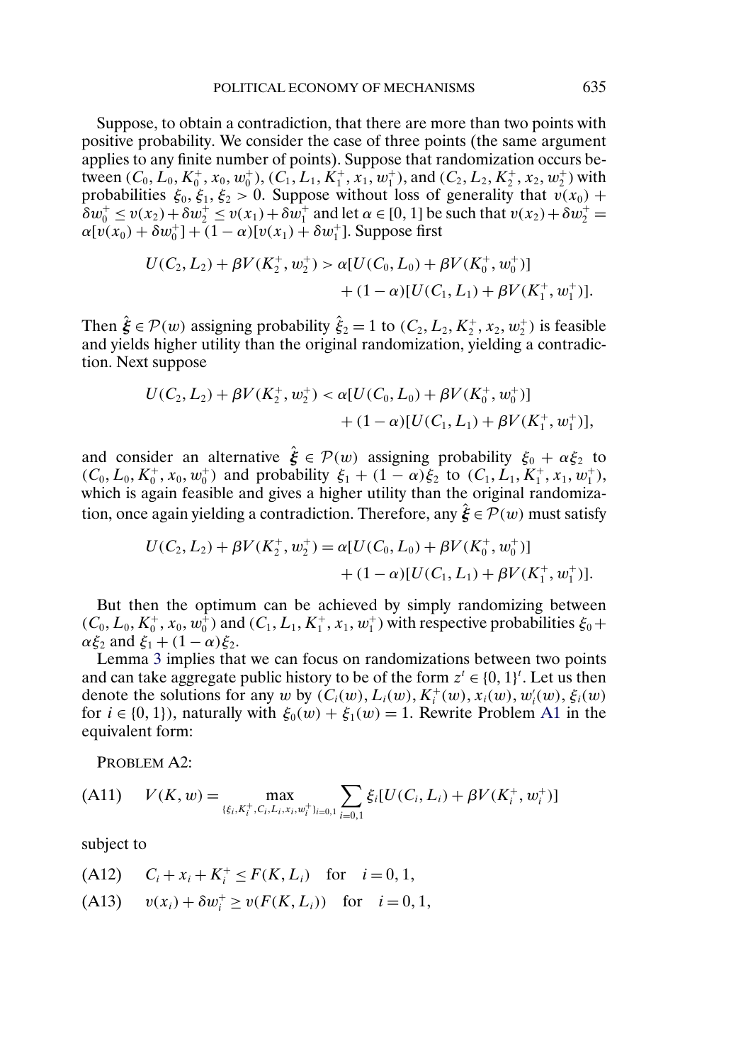Suppose, to obtain a contradiction, that there are more than two points with positive probability. We consider the case of three points (the same argument applies to any finite number of points). Suppose that randomization occurs between $(C_0, L_0, K_0^+, x_0, w_0^+)$, $(C_1, L_1, K_1^+, x_1, w_1^+)$, and $(C_2, L_2, K_2^+, x_2, w_2^+)$ with probabilities $\xi_0, \xi_1, \xi_2 > 0$. Suppose without loss of generality that $v(x_0) + \delta w_0^+ \leq v(x_2) + \delta w_2^+ \leq v(x_1) + \delta w_1^+$ and let $\alpha \in [0, 1]$ be such that $v(x_2) + \delta w_2^+ = \alpha[v(x_0) + \delta w_0^+] + (1 - \alpha)[v(x_1) + \delta w_1^+]$. Suppose first

$$U(C_2, L_2) + \beta V(K_2^+, w_2^+) > \alpha[U(C_0, L_0) + \beta V(K_0^+, w_0^+)] + (1 - \alpha)[U(C_1, L_1) + \beta V(K_1^+, w_1^+)].$$

Then $\hat{\boldsymbol{\xi}} \in \mathcal{P}(w)$ assigning probability $\hat{\xi}_2 = 1$ to $(C_2, L_2, K_2^+, x_2, w_2^+)$ is feasible and yields higher utility than the original randomization, yielding a contradiction. Next suppose

$$U(C_2, L_2) + \beta V(K_2^+, w_2^+) < \alpha[U(C_0, L_0) + \beta V(K_0^+, w_0^+)] + (1 - \alpha)[U(C_1, L_1) + \beta V(K_1^+, w_1^+)],$$

and consider an alternative $\hat{\boldsymbol{\xi}} \in \mathcal{P}(w)$ assigning probability $\xi_0 + \alpha\xi_2$ to $(C_0, L_0, K_0^+, x_0, w_0^+)$ and probability $\xi_1 + (1 - \alpha)\xi_2$ to $(C_1, L_1, K_1^+, x_1, w_1^+)$, which is again feasible and gives a higher utility than the original randomization, once again yielding a contradiction. Therefore, any $\hat{\boldsymbol{\xi}} \in \mathcal{P}(w)$ must satisfy

$$U(C_2, L_2) + \beta V(K_2^+, w_2^+) = \alpha[U(C_0, L_0) + \beta V(K_0^+, w_0^+)] + (1 - \alpha)[U(C_1, L_1) + \beta V(K_1^+, w_1^+)].$$

But then the optimum can be achieved by simply randomizing between $(C_0, L_0, K_0^+, x_0, w_0^+)$ and $(C_1, L_1, K_1^+, x_1, w_1^+)$ with respective probabilities $\xi_0 + \alpha\xi_2$ and $\xi_1 + (1 - \alpha)\xi_2$.

Lemma 3 implies that we can focus on randomizations between two points and can take aggregate public history to be of the form $z^t \in \{0, 1\}^t$. Let us then denote the solutions for any $w$ by $(C_i(w), L_i(w), K_i^+(w), x_i(w), w_i'(w), \xi_i(w)$ for $i \in \{0, 1\})$, naturally with $\xi_0(w) + \xi_1(w) = 1$. Rewrite Problem A1 in the equivalent form:

PROBLEM A2:

$$\text{(A11)} \quad V(K, w) = \max_{\{\xi_i, K_i^+, C_i, L_i, x_i, w_i^+\}_{i=0,1}} \sum_{i=0,1} \xi_i[U(C_i, L_i) + \beta V(K_i^+, w_i^+)]$$

subject to

$$\text{(A12)} \quad C_i + x_i + K_i^+ \leq F(K, L_i) \quad \text{for} \quad i = 0, 1,$$

$$\text{(A13)} \quad v(x_i) + \delta w_i^+ \geq v(F(K, L_i)) \quad \text{for} \quad i = 0, 1,$$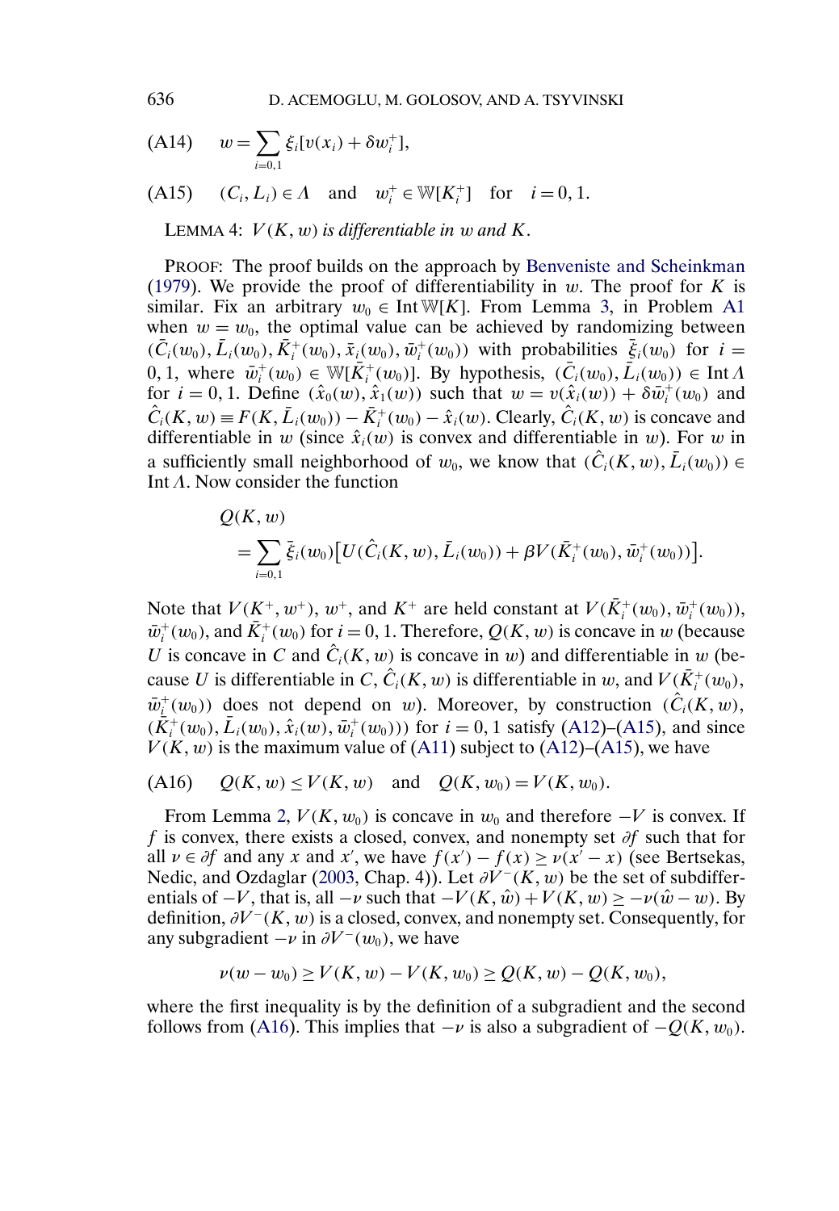(A14) $\quad w = \sum_{i=0,1} \xi_i [v(x_i) + \delta w_i^+],$

(A15) $\quad (C_i, L_i) \in \Lambda \quad \text{and} \quad w_i^+ \in \mathbb{W}[K_i^+] \quad \text{for} \quad i = 0, 1.$

LEMMA 4: *$V(K, w)$ is differentiable in $w$ and $K$.*

PROOF: The proof builds on the approach by Benveniste and Scheinkman (1979). We provide the proof of differentiability in $w$. The proof for $K$ is similar. Fix an arbitrary $w_0 \in \operatorname{Int} \mathbb{W}[K]$. From Lemma 3, in Problem A1 when $w = w_0$, the optimal value can be achieved by randomizing between $(\bar{C}_i(w_0), \bar{L}_i(w_0), \bar{K}_i^+(w_0), \bar{x}_i(w_0), \bar{w}_i^+(w_0))$ with probabilities $\bar{\xi}_i(w_0)$ for $i = 0, 1$, where $\bar{w}_i^+(w_0) \in \mathbb{W}[\bar{K}_i^+(w_0)]$. By hypothesis, $(\bar{C}_i(w_0), \bar{L}_i(w_0)) \in \operatorname{Int} \Lambda$ for $i = 0, 1$. Define $(\hat{x}_0(w), \hat{x}_1(w))$ such that $w = v(\hat{x}_i(w)) + \delta \bar{w}_i^+(w_0)$ and $\hat{C}_i(K, w) \equiv F(K, \bar{L}_i(w_0)) - \bar{K}_i^+(w_0) - \hat{x}_i(w)$. Clearly, $\hat{C}_i(K, w)$ is concave and differentiable in $w$ (since $\hat{x}_i(w)$ is convex and differentiable in $w$). For $w$ in a sufficiently small neighborhood of $w_0$, we know that $(\hat{C}_i(K, w), \bar{L}_i(w_0)) \in \operatorname{Int} \Lambda$. Now consider the function

$$
\begin{aligned}
&Q(K, w) \\
&\quad = \sum_{i=0,1} \bar{\xi}_i(w_0) \big[ U(\hat{C}_i(K, w), \bar{L}_i(w_0)) + \beta V(\bar{K}_i^+(w_0), \bar{w}_i^+(w_0)) \big].
\end{aligned}
$$

Note that $V(K^+, w^+)$, $w^+$, and $K^+$ are held constant at $V(\bar{K}_i^+(w_0), \bar{w}_i^+(w_0))$, $\bar{w}_i^+(w_0)$, and $\bar{K}_i^+(w_0)$ for $i = 0, 1$. Therefore, $Q(K, w)$ is concave in $w$ (because $U$ is concave in $C$ and $\hat{C}_i(K, w)$ is concave in $w$) and differentiable in $w$ (because $U$ is differentiable in $C$, $\hat{C}_i(K, w)$ is differentiable in $w$, and $V(\bar{K}_i^+(w_0), \bar{w}_i^+(w_0))$ does not depend on $w$). Moreover, by construction $(\hat{C}_i(K, w), (\bar{K}_i^+(w_0), \bar{L}_i(w_0), \hat{x}_i(w), \bar{w}_i^+(w_0)))$ for $i = 0, 1$ satisfy (A12)–(A15), and since $V(K, w)$ is the maximum value of (A11) subject to (A12)–(A15), we have

(A16) $\quad Q(K, w) \leq V(K, w) \quad \text{and} \quad Q(K, w_0) = V(K, w_0).$

From Lemma 2, $V(K, w_0)$ is concave in $w_0$ and therefore $-V$ is convex. If $f$ is convex, there exists a closed, convex, and nonempty set $\partial f$ such that for all $\nu \in \partial f$ and any $x$ and $x'$, we have $f(x') - f(x) \geq \nu(x' - x)$ (see Bertsekas, Nedic, and Ozdaglar (2003, Chap. 4)). Let $\partial V^-(K, w)$ be the set of subdifferentials of $-V$, that is, all $-\nu$ such that $-V(K, \hat{w}) + V(K, w) \geq -\nu(\hat{w} - w)$. By definition, $\partial V^-(K, w)$ is a closed, convex, and nonempty set. Consequently, for any subgradient $-\nu$ in $\partial V^-(w_0)$, we have

$$
\nu(w - w_0) \geq V(K, w) - V(K, w_0) \geq Q(K, w) - Q(K, w_0),
$$

where the first inequality is by the definition of a subgradient and the second follows from (A16). This implies that $-\nu$ is also a subgradient of $-Q(K, w_0)$.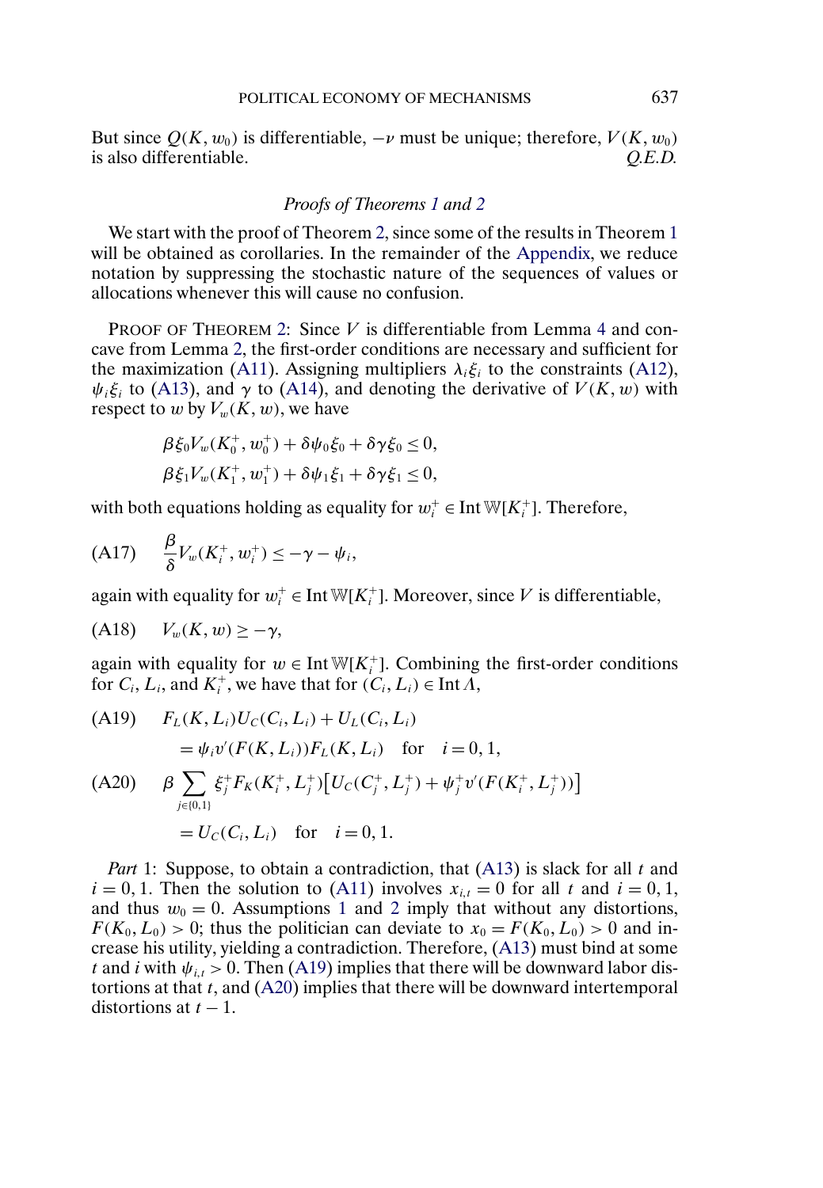But since $Q(K, w_0)$ is differentiable, $-\nu$ must be unique; therefore, $V(K, w_0)$ is also differentiable. *Q.E.D.*

### *Proofs of Theorems 1 and 2*

We start with the proof of Theorem 2, since some of the results in Theorem 1 will be obtained as corollaries. In the remainder of the Appendix, we reduce notation by suppressing the stochastic nature of the sequences of values or allocations whenever this will cause no confusion.

PROOF OF THEOREM 2: Since $V$ is differentiable from Lemma 4 and concave from Lemma 2, the first-order conditions are necessary and sufficient for the maximization (A11). Assigning multipliers $\lambda_i \xi_i$ to the constraints (A12), $\psi_i \xi_i$ to (A13), and $\gamma$ to (A14), and denoting the derivative of $V(K, w)$ with respect to $w$ by $V_w(K, w)$, we have

$$\beta \xi_0 V_w(K_0^+, w_0^+) + \delta \psi_0 \xi_0 + \delta \gamma \xi_0 \leq 0,$$
$$\beta \xi_1 V_w(K_1^+, w_1^+) + \delta \psi_1 \xi_1 + \delta \gamma \xi_1 \leq 0,$$

with both equations holding as equality for $w_i^+ \in \operatorname{Int} \mathbb{W}[K_i^+]$. Therefore,

$$\text{(A17)} \qquad \frac{\beta}{\delta} V_w(K_i^+, w_i^+) \leq -\gamma - \psi_i,$$

again with equality for $w_i^+ \in \operatorname{Int} \mathbb{W}[K_i^+]$. Moreover, since $V$ is differentiable,

$$\text{(A18)} \qquad V_w(K, w) \geq -\gamma,$$

again with equality for $w \in \operatorname{Int} \mathbb{W}[K_i^+]$. Combining the first-order conditions for $C_i$, $L_i$, and $K_i^+$, we have that for $(C_i, L_i) \in \operatorname{Int} \Lambda$,

$$\text{(A19)} \qquad F_L(K, L_i) U_C(C_i, L_i) + U_L(C_i, L_i) = \psi_i v'(F(K, L_i)) F_L(K, L_i) \quad \text{for} \quad i = 0, 1,$$

$$\text{(A20)} \qquad \beta \sum_{j \in \{0,1\}} \xi_j^+ F_K(K_i^+, L_j^+) \big[ U_C(C_j^+, L_j^+) + \psi_j^+ v'(F(K_i^+, L_j^+)) \big] = U_C(C_i, L_i) \quad \text{for} \quad i = 0, 1.$$

*Part* 1: Suppose, to obtain a contradiction, that (A13) is slack for all $t$ and $i = 0, 1$. Then the solution to (A11) involves $x_{i,t} = 0$ for all $t$ and $i = 0, 1$, and thus $w_0 = 0$. Assumptions 1 and 2 imply that without any distortions, $F(K_0, L_0) > 0$; thus the politician can deviate to $x_0 = F(K_0, L_0) > 0$ and increase his utility, yielding a contradiction. Therefore, (A13) must bind at some $t$ and $i$ with $\psi_{i,t} > 0$. Then (A19) implies that there will be downward labor distortions at that $t$, and (A20) implies that there will be downward intertemporal distortions at $t - 1$.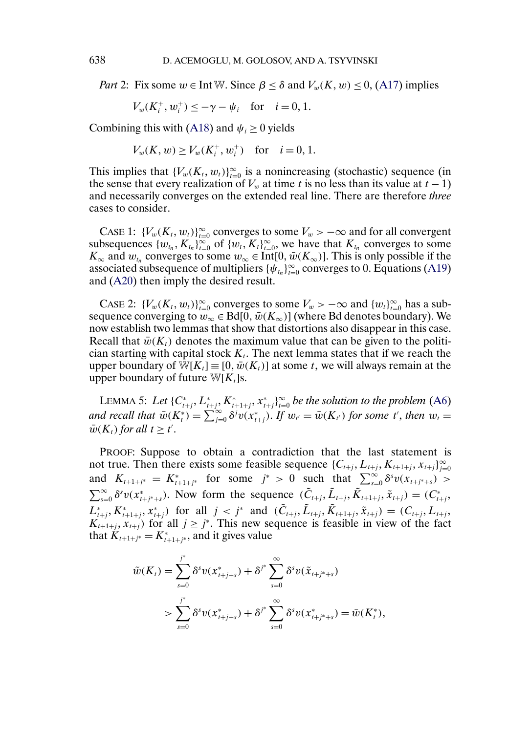*Part* 2: Fix some $w \in \text{Int}\,\mathbb{W}$. Since $\beta \leq \delta$ and $V_w(K, w) \leq 0$, (A17) implies

$$V_w(K_i^+, w_i^+) \leq -\gamma - \psi_i \quad \text{for} \quad i = 0, 1.$$

Combining this with (A18) and $\psi_i \geq 0$ yields

$$V_w(K, w) \geq V_w(K_i^+, w_i^+) \quad \text{for} \quad i = 0, 1.$$

This implies that $\{V_w(K_t, w_t)\}_{t=0}^{\infty}$ is a nonincreasing (stochastic) sequence (in the sense that every realization of $V_w$ at time $t$ is no less than its value at $t-1$) and necessarily converges on the extended real line. There are therefore *three* cases to consider.

CASE 1: $\{V_w(K_t, w_t)\}_{t=0}^{\infty}$ converges to some $V_w > -\infty$ and for all convergent subsequences $\{w_{t_n}, K_{t_n}\}_{t=0}^{\infty}$ of $\{w_t, K_t\}_{t=0}^{\infty}$, we have that $K_{t_n}$ converges to some $K_\infty$ and $w_{t_n}$ converges to some $w_\infty \in \text{Int}[0, \bar{w}(K_\infty)]$. This is only possible if the associated subsequence of multipliers $\{\psi_{t_n}\}_{t=0}^{\infty}$ converges to 0. Equations (A19) and (A20) then imply the desired result.

CASE 2: $\{V_w(K_t, w_t)\}_{t=0}^{\infty}$ converges to some $V_w > -\infty$ and $\{w_t\}_{t=0}^{\infty}$ has a subsequence converging to $w_\infty \in \text{Bd}[0, \bar{w}(K_\infty)]$ (where Bd denotes boundary). We now establish two lemmas that show that distortions also disappear in this case. Recall that $\bar{w}(K_t)$ denotes the maximum value that can be given to the politician starting with capital stock $K_t$. The next lemma states that if we reach the upper boundary of $\mathbb{W}[K_t] \equiv [0, \bar{w}(K_t)]$ at some $t$, we will always remain at the upper boundary of future $\mathbb{W}[K_t]$s.

LEMMA 5: *Let* $\{C_{t+j}^*, L_{t+j}^*, K_{t+1+j}^*, x_{t+j}^*\}_{t=0}^{\infty}$ *be the solution to the problem* (A6) *and recall that* $\bar{w}(K_t^*) = \sum_{j=0}^{\infty} \delta^j v(x_{t+j}^*)$. *If* $w_{t'} = \bar{w}(K_{t'})$ *for some* $t'$, *then* $w_t = \bar{w}(K_t)$ *for all* $t \geq t'$.

PROOF: Suppose to obtain a contradiction that the last statement is not true. Then there exists some feasible sequence $\{C_{t+j}, L_{t+j}, K_{t+1+j}, x_{t+j}\}_{j=0}^{\infty}$ and $K_{t+1+j^*} = K_{t+1+j^*}^*$ for some $j^* > 0$ such that $\sum_{s=0}^{\infty} \delta^s v(x_{t+j^*+s}) > \sum_{s=0}^{\infty} \delta^s v(x_{t+j^*+s}^*)$. Now form the sequence $(\tilde{C}_{t+j}, \tilde{L}_{t+j}, \tilde{K}_{t+1+j}, \tilde{x}_{t+j}) = (C_{t+j}^*, L_{t+j}^*, K_{t+1+j}^*, x_{t+j}^*)$ for all $j < j^*$ and $(\tilde{C}_{t+j}, \tilde{L}_{t+j}, \tilde{K}_{t+1+j}, \tilde{x}_{t+j}) = (C_{t+j}, L_{t+j}, K_{t+1+j}, x_{t+j})$ for all $j \geq j^*$. This new sequence is feasible in view of the fact that $K_{t+1+j^*} = K_{t+1+j^*}^*$, and it gives value

$$\begin{aligned}
\tilde{w}(K_t) &= \sum_{s=0}^{j^*} \delta^s v(x_{t+j+s}^*) + \delta^{j^*} \sum_{s=0}^{\infty} \delta^s v(\tilde{x}_{t+j^*+s}) \\
&> \sum_{s=0}^{j^*} \delta^s v(x_{t+j+s}^*) + \delta^{j^*} \sum_{s=0}^{\infty} \delta^s v(x_{t+j^*+s}^*) = \bar{w}(K_t^*),
\end{aligned}$$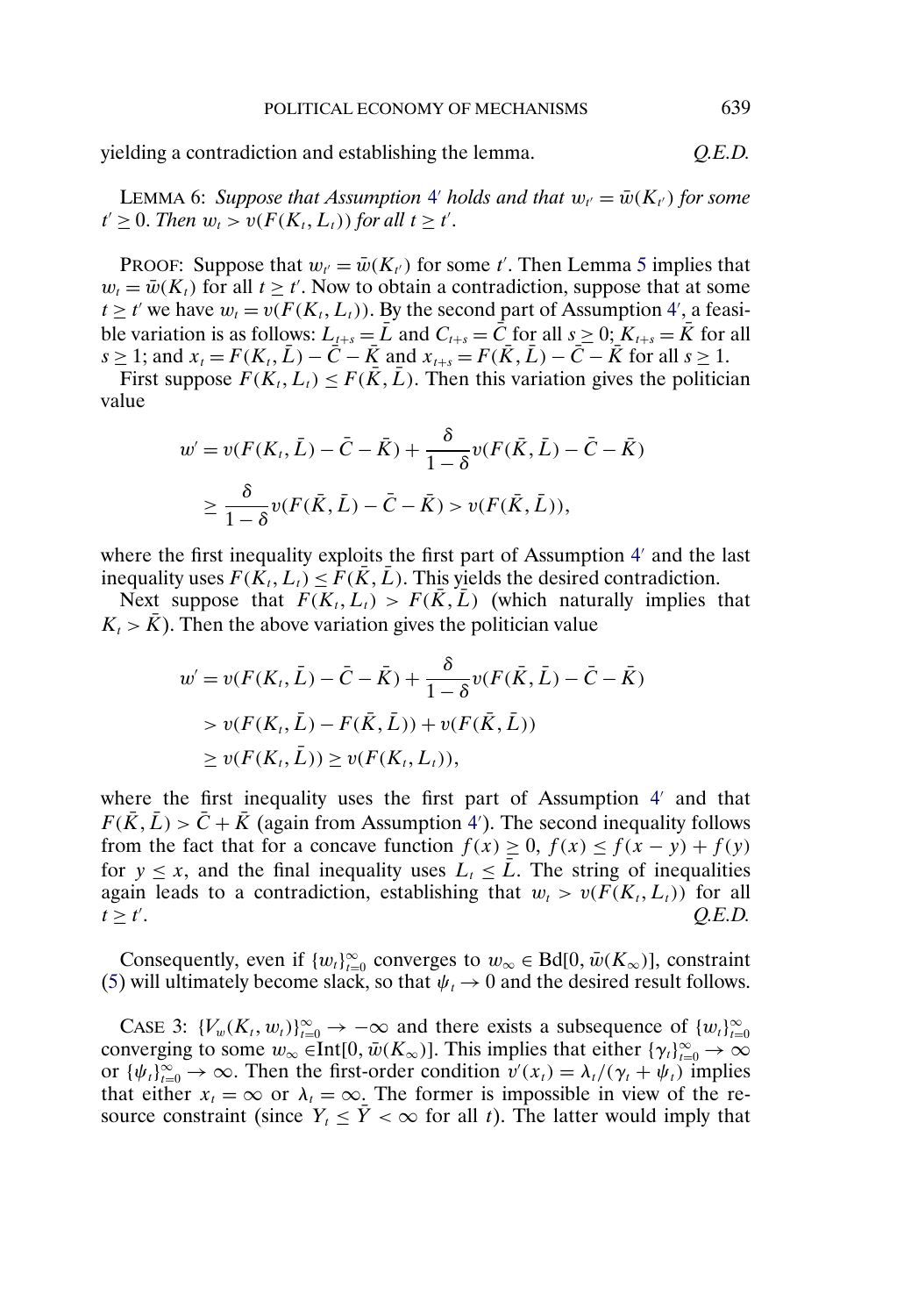yielding a contradiction and establishing the lemma. *Q.E.D.*

LEMMA 6: *Suppose that Assumption 4′ holds and that $w_{t'} = \bar{w}(K_{t'})$ for some $t' \geq 0$. Then $w_t > v(F(K_t, L_t))$ for all $t \geq t'$.*

PROOF: Suppose that $w_{t'} = \bar{w}(K_{t'})$ for some $t'$. Then Lemma 5 implies that $w_t = \bar{w}(K_t)$ for all $t \geq t'$. Now to obtain a contradiction, suppose that at some $t \geq t'$ we have $w_t = v(F(K_t, L_t))$. By the second part of Assumption 4′, a feasible variation is as follows: $L_{t+s} = \bar{L}$ and $C_{t+s} = \bar{C}$ for all $s \geq 0$; $K_{t+s} = \bar{K}$ for all $s \geq 1$; and $x_t = F(K_t, \bar{L}) - \bar{C} - \bar{K}$ and $x_{t+s} = F(\bar{K}, \bar{L}) - \bar{C} - \bar{K}$ for all $s \geq 1$.

First suppose $F(K_t, L_t) \leq F(\bar{K}, \bar{L})$. Then this variation gives the politician value

$$
\begin{aligned}
w' &= v(F(K_t, \bar{L}) - \bar{C} - \bar{K}) + \frac{\delta}{1-\delta} v(F(\bar{K}, \bar{L}) - \bar{C} - \bar{K}) \\
&\geq \frac{\delta}{1-\delta} v(F(\bar{K}, \bar{L}) - \bar{C} - \bar{K}) > v(F(\bar{K}, \bar{L})),
\end{aligned}
$$

where the first inequality exploits the first part of Assumption 4′ and the last inequality uses $F(K_t, L_t) \leq F(\bar{K}, \bar{L})$. This yields the desired contradiction.

Next suppose that $F(K_t, L_t) > F(\bar{K}, \bar{L})$ (which naturally implies that $K_t > \bar{K}$). Then the above variation gives the politician value

$$
\begin{aligned}
w' &= v(F(K_t, \bar{L}) - \bar{C} - \bar{K}) + \frac{\delta}{1-\delta} v(F(\bar{K}, \bar{L}) - \bar{C} - \bar{K}) \\
&> v(F(K_t, \bar{L}) - F(\bar{K}, \bar{L})) + v(F(\bar{K}, \bar{L})) \\
&\geq v(F(K_t, \bar{L})) \geq v(F(K_t, L_t)),
\end{aligned}
$$

where the first inequality uses the first part of Assumption 4′ and that $F(\bar{K}, \bar{L}) > \bar{C} + \bar{K}$ (again from Assumption 4′). The second inequality follows from the fact that for a concave function $f(x) \geq 0$, $f(x) \leq f(x-y) + f(y)$ for $y \leq x$, and the final inequality uses $L_t \leq \bar{L}$. The string of inequalities again leads to a contradiction, establishing that $w_t > v(F(K_t, L_t))$ for all $t \geq t'$. *Q.E.D.*

Consequently, even if $\{w_t\}_{t=0}^{\infty}$ converges to $w_\infty \in \text{Bd}[0, \bar{w}(K_\infty)]$, constraint (5) will ultimately become slack, so that $\psi_t \to 0$ and the desired result follows.

CASE 3: $\{V_w(K_t, w_t)\}_{t=0}^{\infty} \to -\infty$ and there exists a subsequence of $\{w_t\}_{t=0}^{\infty}$ converging to some $w_\infty \in \text{Int}[0, \bar{w}(K_\infty)]$. This implies that either $\{\gamma_t\}_{t=0}^{\infty} \to \infty$ or $\{\psi_t\}_{t=0}^{\infty} \to \infty$. Then the first-order condition $v'(x_t) = \lambda_t/(\gamma_t + \psi_t)$ implies that either $x_t = \infty$ or $\lambda_t = \infty$. The former is impossible in view of the resource constraint (since $Y_t \leq \bar{Y} < \infty$ for all $t$). The latter would imply that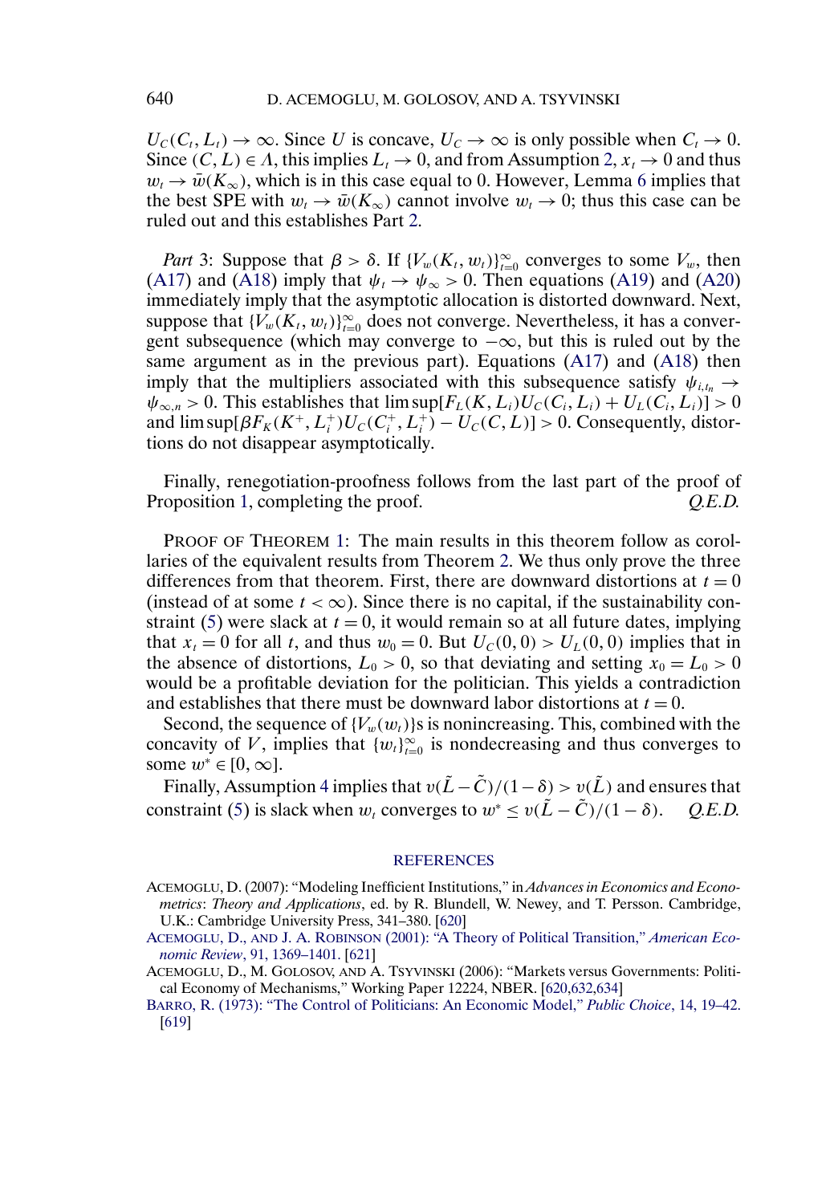$U_C(C_t, L_t) \to \infty$. Since $U$ is concave, $U_C \to \infty$ is only possible when $C_t \to 0$. Since $(C, L) \in \Lambda$, this implies $L_t \to 0$, and from Assumption 2, $x_t \to 0$ and thus $w_t \to \bar{w}(K_\infty)$, which is in this case equal to 0. However, Lemma 6 implies that the best SPE with $w_t \to \bar{w}(K_\infty)$ cannot involve $w_t \to 0$; thus this case can be ruled out and this establishes Part 2.

*Part* 3: Suppose that $\beta > \delta$. If $\{V_w(K_t, w_t)\}_{t=0}^\infty$ converges to some $V_w$, then (A17) and (A18) imply that $\psi_t \to \psi_\infty > 0$. Then equations (A19) and (A20) immediately imply that the asymptotic allocation is distorted downward. Next, suppose that $\{V_w(K_t, w_t)\}_{t=0}^\infty$ does not converge. Nevertheless, it has a convergent subsequence (which may converge to $-\infty$, but this is ruled out by the same argument as in the previous part). Equations (A17) and (A18) then imply that the multipliers associated with this subsequence satisfy $\psi_{i,t_n} \to \psi_{\infty,n} > 0$. This establishes that $\limsup[F_L(K, L_i)U_C(C_i, L_i) + U_L(C_i, L_i)] > 0$ and $\limsup[\beta F_K(K^+, L_i^+)U_C(C_i^+, L_i^+) - U_C(C, L)] > 0$. Consequently, distortions do not disappear asymptotically.

Finally, renegotiation-proofness follows from the last part of the proof of Proposition 1, completing the proof. *Q.E.D.*

PROOF OF THEOREM 1: The main results in this theorem follow as corollaries of the equivalent results from Theorem 2. We thus only prove the three differences from that theorem. First, there are downward distortions at $t = 0$ (instead of at some $t < \infty$). Since there is no capital, if the sustainability constraint (5) were slack at $t = 0$, it would remain so at all future dates, implying that $x_t = 0$ for all $t$, and thus $w_0 = 0$. But $U_C(0, 0) > U_L(0, 0)$ implies that in the absence of distortions, $L_0 > 0$, so that deviating and setting $x_0 = L_0 > 0$ would be a profitable deviation for the politician. This yields a contradiction and establishes that there must be downward labor distortions at $t = 0$.

Second, the sequence of $\{V_w(w_t)\}$s is nonincreasing. This, combined with the concavity of $V$, implies that $\{w_t\}_{t=0}^\infty$ is nondecreasing and thus converges to some $w^* \in [0, \infty]$.

Finally, Assumption 4 implies that $v(\tilde{L} - \tilde{C})/(1 - \delta) > v(\tilde{L})$ and ensures that constraint (5) is slack when $w_t$ converges to $w^* \le v(\tilde{L} - \tilde{C})/(1 - \delta)$. *Q.E.D.*

## REFERENCES

ACEMOGLU, D. (2007): "Modeling Inefficient Institutions," in *Advances in Economics and Econometrics: Theory and Applications*, ed. by R. Blundell, W. Newey, and T. Persson. Cambridge, U.K.: Cambridge University Press, 341–380. [620]

ACEMOGLU, D., AND J. A. ROBINSON (2001): "A Theory of Political Transition," *American Economic Review*, 91, 1369–1401. [621]

ACEMOGLU, D., M. GOLOSOV, AND A. TSYVINSKI (2006): "Markets versus Governments: Political Economy of Mechanisms," Working Paper 12224, NBER. [620,632,634]

BARRO, R. (1973): "The Control of Politicians: An Economic Model," *Public Choice*, 14, 19–42. [619]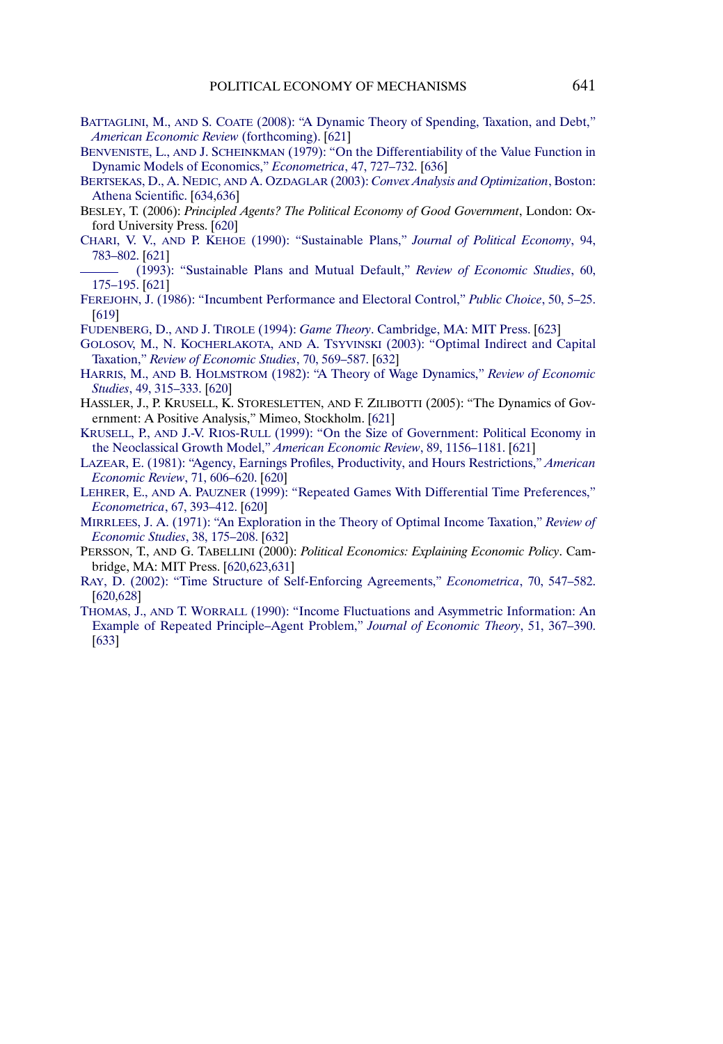BATTAGLINI, M., AND S. COATE (2008): "A Dynamic Theory of Spending, Taxation, and Debt," *American Economic Review* (forthcoming). [621]

BENVENISTE, L., AND J. SCHEINKMAN (1979): "On the Differentiability of the Value Function in Dynamic Models of Economics," *Econometrica*, 47, 727–732. [636]

BERTSEKAS, D., A. NEDIC, AND A. OZDAGLAR (2003): *Convex Analysis and Optimization*, Boston: Athena Scientific. [634,636]

BESLEY, T. (2006): *Principled Agents? The Political Economy of Good Government*, London: Oxford University Press. [620]

CHARI, V. V., AND P. KEHOE (1990): "Sustainable Plans," *Journal of Political Economy*, 94, 783–802. [621]

——— (1993): "Sustainable Plans and Mutual Default," *Review of Economic Studies*, 60, 175–195. [621]

FEREJOHN, J. (1986): "Incumbent Performance and Electoral Control," *Public Choice*, 50, 5–25. [619]

FUDENBERG, D., AND J. TIROLE (1994): *Game Theory*. Cambridge, MA: MIT Press. [623]

GOLOSOV, M., N. KOCHERLAKOTA, AND A. TSYVINSKI (2003): "Optimal Indirect and Capital Taxation," *Review of Economic Studies*, 70, 569–587. [632]

HARRIS, M., AND B. HOLMSTROM (1982): "A Theory of Wage Dynamics," *Review of Economic Studies*, 49, 315–333. [620]

HASSLER, J., P. KRUSELL, K. STORESLETTEN, AND F. ZILIBOTTI (2005): "The Dynamics of Government: A Positive Analysis," Mimeo, Stockholm. [621]

KRUSELL, P., AND J.-V. RIOS-RULL (1999): "On the Size of Government: Political Economy in the Neoclassical Growth Model," *American Economic Review*, 89, 1156–1181. [621]

LAZEAR, E. (1981): "Agency, Earnings Profiles, Productivity, and Hours Restrictions," *American Economic Review*, 71, 606–620. [620]

LEHRER, E., AND A. PAUZNER (1999): "Repeated Games With Differential Time Preferences," *Econometrica*, 67, 393–412. [620]

MIRRLEES, J. A. (1971): "An Exploration in the Theory of Optimal Income Taxation," *Review of Economic Studies*, 38, 175–208. [632]

PERSSON, T., AND G. TABELLINI (2000): *Political Economics: Explaining Economic Policy*. Cambridge, MA: MIT Press. [620,623,631]

RAY, D. (2002): "Time Structure of Self-Enforcing Agreements," *Econometrica*, 70, 547–582. [620,628]

THOMAS, J., AND T. WORRALL (1990): "Income Fluctuations and Asymmetric Information: An Example of Repeated Principle–Agent Problem," *Journal of Economic Theory*, 51, 367–390. [633]